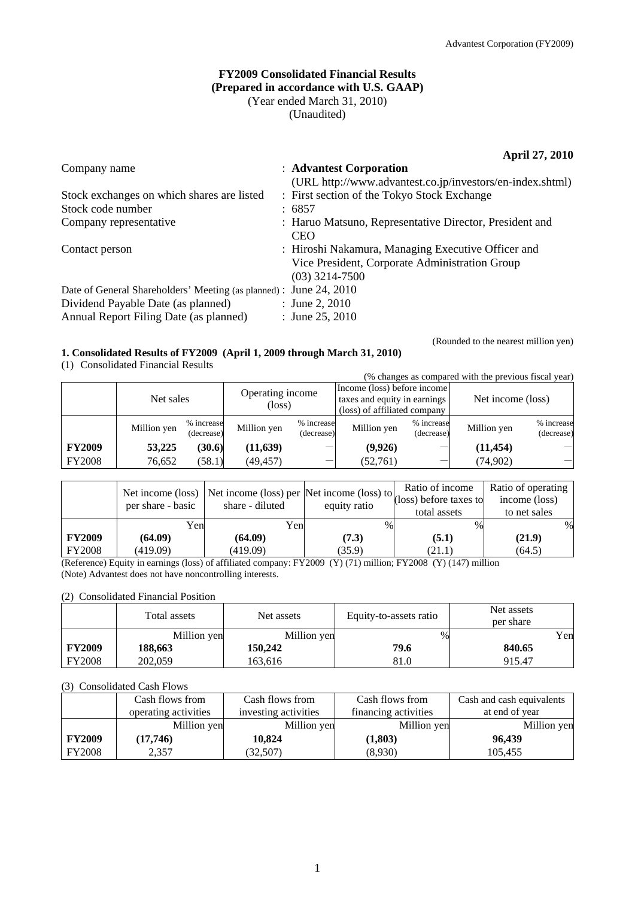# FY2009 Consolidated Financial Results
## (Prepared in accordance with U.S. GAAP)
(Year ended March 31, 2010)
(Unaudited)

**April 27, 2010**

| | |
|---|---|
| Company name | : **Advantest Corporation** (URL http://www.advantest.co.jp/investors/en-index.shtml) |
| Stock exchanges on which shares are listed | : First section of the Tokyo Stock Exchange |
| Stock code number | : 6857 |
| Company representative | : Haruo Matsuno, Representative Director, President and CEO |
| Contact person | : Hiroshi Nakamura, Managing Executive Officer and Vice President, Corporate Administration Group (03) 3214-7500 |
| Date of General Shareholders' Meeting (as planned) | : June 24, 2010 |
| Dividend Payable Date (as planned) | : June 2, 2010 |
| Annual Report Filing Date (as planned) | : June 25, 2010 |

(Rounded to the nearest million yen)

### 1. Consolidated Results of FY2009 (April 1, 2009 through March 31, 2010)

(1) Consolidated Financial Results

(% changes as compared with the previous fiscal year)

| | Net sales | | Operating income (loss) | | Income (loss) before income taxes and equity in earnings (loss) of affiliated company | | Net income (loss) | |
|---|---|---|---|---|---|---|---|---|
| | Million yen | % increase (decrease) | Million yen | % increase (decrease) | Million yen | % increase (decrease) | Million yen | % increase (decrease) |
| **FY2009** | **53,225** | **(30.6)** | **(11,639)** | ― | **(9,926)** | ― | **(11,454)** | ― |
| FY2008 | 76,652 | (58.1) | (49,457) | ― | (52,761) | ― | (74,902) | ― |

| | Net income (loss) per share - basic | Net income (loss) per share - diluted | Net income (loss) to equity ratio | Ratio of income (loss) before taxes to total assets | Ratio of operating income (loss) to net sales |
|---|---|---|---|---|---|
| | Yen | Yen | % | % | % |
| **FY2009** | **(64.09)** | **(64.09)** | **(7.3)** | **(5.1)** | **(21.9)** |
| FY2008 | (419.09) | (419.09) | (35.9) | (21.1) | (64.5) |

(Reference) Equity in earnings (loss) of affiliated company: FY2009 (Y) (71) million; FY2008 (Y) (147) million
(Note) Advantest does not have noncontrolling interests.

(2) Consolidated Financial Position

| | Total assets | Net assets | Equity-to-assets ratio | Net assets per share |
|---|---|---|---|---|
| | Million yen | Million yen | % | Yen |
| **FY2009** | **188,663** | **150,242** | **79.6** | **840.65** |
| FY2008 | 202,059 | 163,616 | 81.0 | 915.47 |

(3) Consolidated Cash Flows

| | Cash flows from operating activities | Cash flows from investing activities | Cash flows from financing activities | Cash and cash equivalents at end of year |
|---|---|---|---|---|
| | Million yen | Million yen | Million yen | Million yen |
| **FY2009** | **(17,746)** | **10,824** | **(1,803)** | **96,439** |
| FY2008 | 2,357 | (32,507) | (8,930) | 105,455 |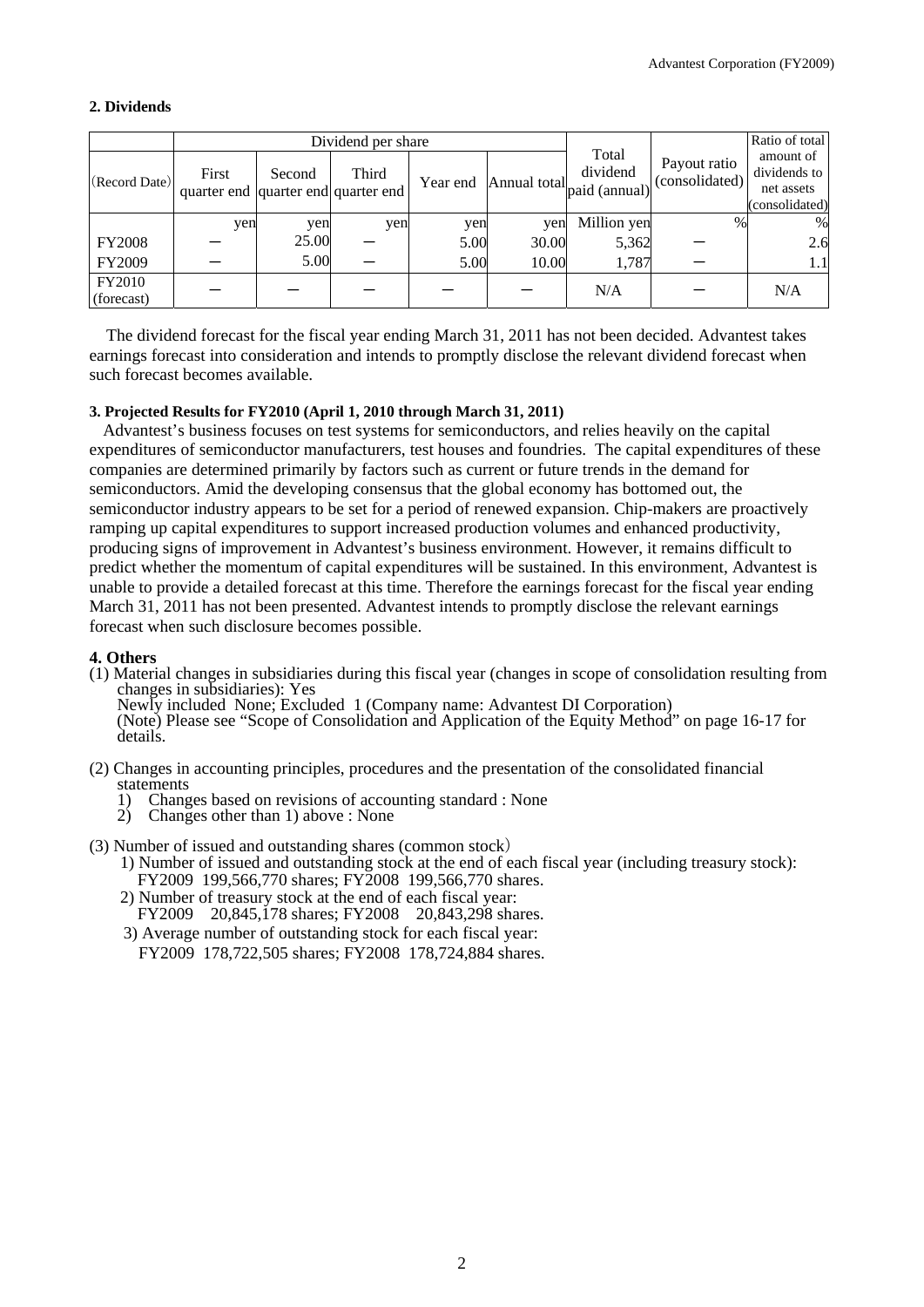## 2. Dividends

| (Record Date) | Dividend per share | | | | | Total dividend paid (annual) | Payout ratio (consolidated) | Ratio of total amount of dividends to net assets (consolidated) |
|---|---|---|---|---|---|---|---|---|
| | First quarter end | Second quarter end | Third quarter end | Year end | Annual total | | | |
| | yen | yen | yen | yen | yen | Million yen | % | % |
| FY2008 | ― | 25.00 | ― | 5.00 | 30.00 | 5,362 | ― | 2.6 |
| FY2009 | ― | 5.00 | ― | 5.00 | 10.00 | 1,787 | ― | 1.1 |
| FY2010 (forecast) | ― | ― | ― | ― | ― | N/A | ― | N/A |

The dividend forecast for the fiscal year ending March 31, 2011 has not been decided. Advantest takes earnings forecast into consideration and intends to promptly disclose the relevant dividend forecast when such forecast becomes available.

### 3. Projected Results for FY2010 (April 1, 2010 through March 31, 2011)

Advantest's business focuses on test systems for semiconductors, and relies heavily on the capital expenditures of semiconductor manufacturers, test houses and foundries. The capital expenditures of these companies are determined primarily by factors such as current or future trends in the demand for semiconductors. Amid the developing consensus that the global economy has bottomed out, the semiconductor industry appears to be set for a period of renewed expansion. Chip-makers are proactively ramping up capital expenditures to support increased production volumes and enhanced productivity, producing signs of improvement in Advantest's business environment. However, it remains difficult to predict whether the momentum of capital expenditures will be sustained. In this environment, Advantest is unable to provide a detailed forecast at this time. Therefore the earnings forecast for the fiscal year ending March 31, 2011 has not been presented. Advantest intends to promptly disclose the relevant earnings forecast when such disclosure becomes possible.

### 4. Others

(1) Material changes in subsidiaries during this fiscal year (changes in scope of consolidation resulting from changes in subsidiaries): Yes
Newly included None; Excluded 1 (Company name: Advantest DI Corporation)
(Note) Please see "Scope of Consolidation and Application of the Equity Method" on page 16-17 for details.

(2) Changes in accounting principles, procedures and the presentation of the consolidated financial statements
1) Changes based on revisions of accounting standard : None
2) Changes other than 1) above : None

(3) Number of issued and outstanding shares (common stock)
1) Number of issued and outstanding stock at the end of each fiscal year (including treasury stock): FY2009 199,566,770 shares; FY2008 199,566,770 shares.
2) Number of treasury stock at the end of each fiscal year: FY2009 20,845,178 shares; FY2008 20,843,298 shares.
3) Average number of outstanding stock for each fiscal year: FY2009 178,722,505 shares; FY2008 178,724,884 shares.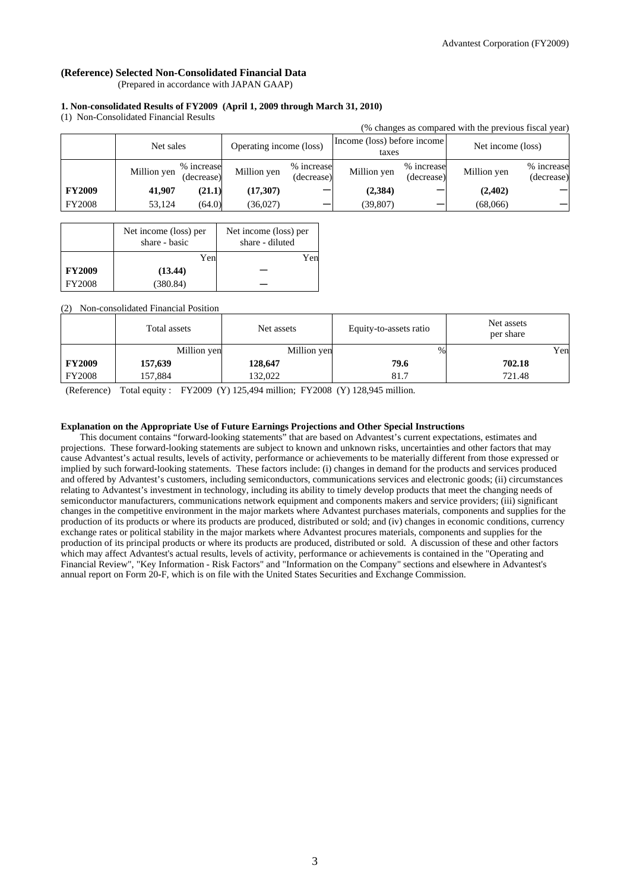**(Reference) Selected Non-Consolidated Financial Data**

(Prepared in accordance with JAPAN GAAP)

**1. Non-consolidated Results of FY2009 (April 1, 2009 through March 31, 2010)**

(1) Non-Consolidated Financial Results

(% changes as compared with the previous fiscal year)

| | Net sales | | Operating income (loss) | | Income (loss) before income taxes | | Net income (loss) | |
|---|---|---|---|---|---|---|---|---|
| | Million yen | % increase (decrease) | Million yen | % increase (decrease) | Million yen | % increase (decrease) | Million yen | % increase (decrease) |
| **FY2009** | **41,907** | **(21.1)** | **(17,307)** | ― | **(2,384)** | ― | **(2,402)** | ― |
| FY2008 | 53,124 | (64.0) | (36,027) | ― | (39,807) | ― | (68,066) | ― |

| | Net income (loss) per share - basic | Net income (loss) per share - diluted |
|---|---|---|
| | Yen | Yen |
| **FY2009** | **(13.44)** | ― |
| FY2008 | (380.84) | ― |

(2) Non-consolidated Financial Position

| | Total assets | Net assets | Equity-to-assets ratio | Net assets per share |
|---|---|---|---|---|
| | Million yen | Million yen | % | Yen |
| **FY2009** | **157,639** | **128,647** | **79.6** | **702.18** |
| FY2008 | 157,884 | 132,022 | 81.7 | 721.48 |

(Reference) Total equity : FY2009 (Y) 125,494 million; FY2008 (Y) 128,945 million.

**Explanation on the Appropriate Use of Future Earnings Projections and Other Special Instructions**

This document contains "forward-looking statements" that are based on Advantest's current expectations, estimates and projections. These forward-looking statements are subject to known and unknown risks, uncertainties and other factors that may cause Advantest's actual results, levels of activity, performance or achievements to be materially different from those expressed or implied by such forward-looking statements. These factors include: (i) changes in demand for the products and services produced and offered by Advantest's customers, including semiconductors, communications services and electronic goods; (ii) circumstances relating to Advantest's investment in technology, including its ability to timely develop products that meet the changing needs of semiconductor manufacturers, communications network equipment and components makers and service providers; (iii) significant changes in the competitive environment in the major markets where Advantest purchases materials, components and supplies for the production of its products or where its products are produced, distributed or sold; and (iv) changes in economic conditions, currency exchange rates or political stability in the major markets where Advantest procures materials, components and supplies for the production of its principal products or where its products are produced, distributed or sold. A discussion of these and other factors which may affect Advantest's actual results, levels of activity, performance or achievements is contained in the "Operating and Financial Review", "Key Information - Risk Factors" and "Information on the Company" sections and elsewhere in Advantest's annual report on Form 20-F, which is on file with the United States Securities and Exchange Commission.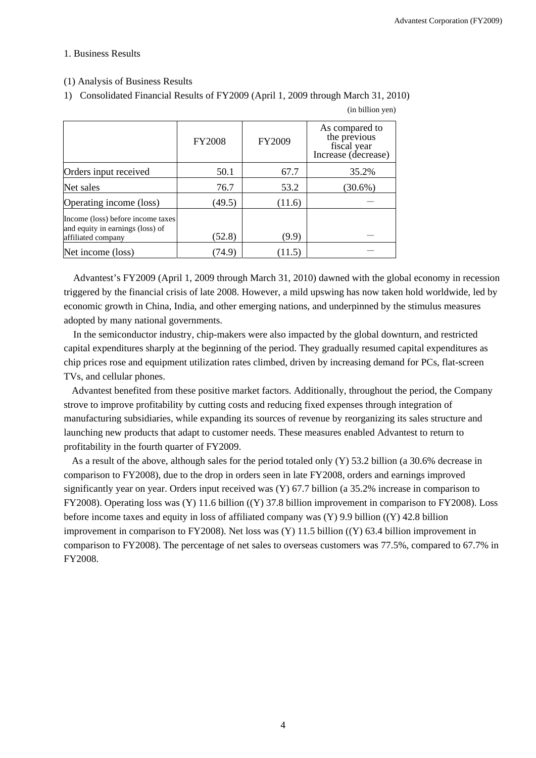1. Business Results

(1) Analysis of Business Results

1) Consolidated Financial Results of FY2009 (April 1, 2009 through March 31, 2010)

(in billion yen)

| | FY2008 | FY2009 | As compared to the previous fiscal year Increase (decrease) |
|---|---|---|---|
| Orders input received | 50.1 | 67.7 | 35.2% |
| Net sales | 76.7 | 53.2 | (30.6%) |
| Operating income (loss) | (49.5) | (11.6) | — |
| Income (loss) before income taxes and equity in earnings (loss) of affiliated company | (52.8) | (9.9) | — |
| Net income (loss) | (74.9) | (11.5) | — |

Advantest's FY2009 (April 1, 2009 through March 31, 2010) dawned with the global economy in recession triggered by the financial crisis of late 2008. However, a mild upswing has now taken hold worldwide, led by economic growth in China, India, and other emerging nations, and underpinned by the stimulus measures adopted by many national governments.

In the semiconductor industry, chip-makers were also impacted by the global downturn, and restricted capital expenditures sharply at the beginning of the period. They gradually resumed capital expenditures as chip prices rose and equipment utilization rates climbed, driven by increasing demand for PCs, flat-screen TVs, and cellular phones.

Advantest benefited from these positive market factors. Additionally, throughout the period, the Company strove to improve profitability by cutting costs and reducing fixed expenses through integration of manufacturing subsidiaries, while expanding its sources of revenue by reorganizing its sales structure and launching new products that adapt to customer needs. These measures enabled Advantest to return to profitability in the fourth quarter of FY2009.

As a result of the above, although sales for the period totaled only (Y) 53.2 billion (a 30.6% decrease in comparison to FY2008), due to the drop in orders seen in late FY2008, orders and earnings improved significantly year on year. Orders input received was (Y) 67.7 billion (a 35.2% increase in comparison to FY2008). Operating loss was (Y) 11.6 billion ((Y) 37.8 billion improvement in comparison to FY2008). Loss before income taxes and equity in loss of affiliated company was (Y) 9.9 billion ((Y) 42.8 billion improvement in comparison to FY2008). Net loss was (Y) 11.5 billion ((Y) 63.4 billion improvement in comparison to FY2008). The percentage of net sales to overseas customers was 77.5%, compared to 67.7% in FY2008.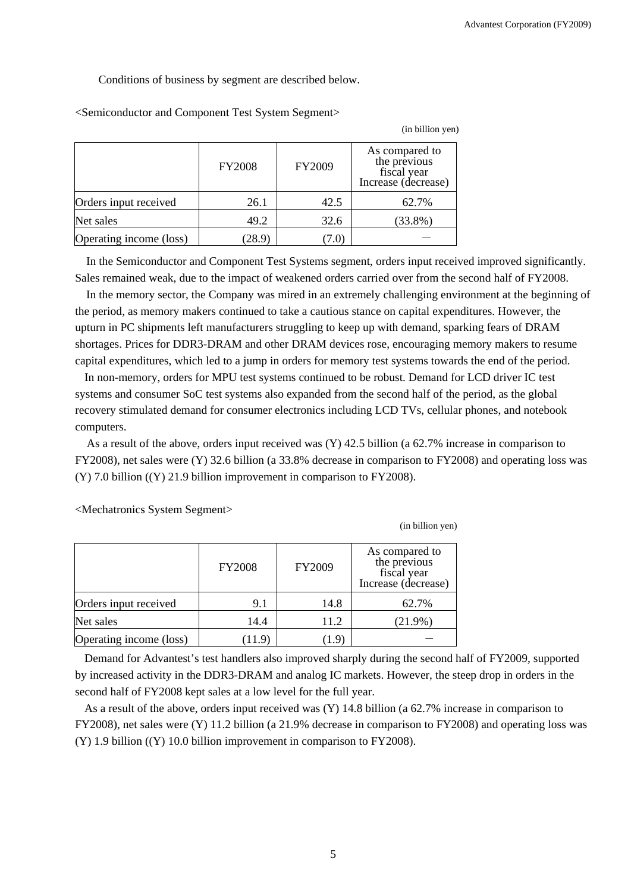Conditions of business by segment are described below.

<Semiconductor and Component Test System Segment>

(in billion yen)

| | FY2008 | FY2009 | As compared to the previous fiscal year Increase (decrease) |
|---|---|---|---|
| Orders input received | 26.1 | 42.5 | 62.7% |
| Net sales | 49.2 | 32.6 | (33.8%) |
| Operating income (loss) | (28.9) | (7.0) | — |

In the Semiconductor and Component Test Systems segment, orders input received improved significantly. Sales remained weak, due to the impact of weakened orders carried over from the second half of FY2008.

In the memory sector, the Company was mired in an extremely challenging environment at the beginning of the period, as memory makers continued to take a cautious stance on capital expenditures. However, the upturn in PC shipments left manufacturers struggling to keep up with demand, sparking fears of DRAM shortages. Prices for DDR3-DRAM and other DRAM devices rose, encouraging memory makers to resume capital expenditures, which led to a jump in orders for memory test systems towards the end of the period.

In non-memory, orders for MPU test systems continued to be robust. Demand for LCD driver IC test systems and consumer SoC test systems also expanded from the second half of the period, as the global recovery stimulated demand for consumer electronics including LCD TVs, cellular phones, and notebook computers.

As a result of the above, orders input received was (Y) 42.5 billion (a 62.7% increase in comparison to FY2008), net sales were (Y) 32.6 billion (a 33.8% decrease in comparison to FY2008) and operating loss was (Y) 7.0 billion ((Y) 21.9 billion improvement in comparison to FY2008).

<Mechatronics System Segment>

(in billion yen)

| | FY2008 | FY2009 | As compared to the previous fiscal year Increase (decrease) |
|---|---|---|---|
| Orders input received | 9.1 | 14.8 | 62.7% |
| Net sales | 14.4 | 11.2 | (21.9%) |
| Operating income (loss) | (11.9) | (1.9) | — |

Demand for Advantest's test handlers also improved sharply during the second half of FY2009, supported by increased activity in the DDR3-DRAM and analog IC markets. However, the steep drop in orders in the second half of FY2008 kept sales at a low level for the full year.

As a result of the above, orders input received was (Y) 14.8 billion (a 62.7% increase in comparison to FY2008), net sales were (Y) 11.2 billion (a 21.9% decrease in comparison to FY2008) and operating loss was (Y) 1.9 billion ((Y) 10.0 billion improvement in comparison to FY2008).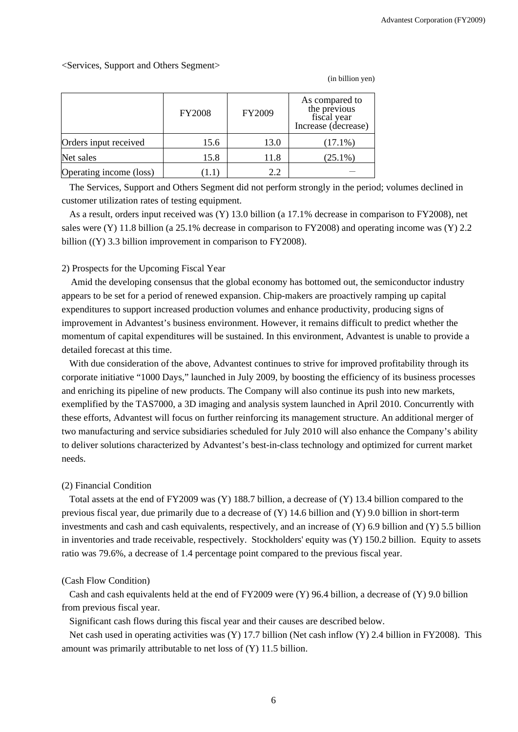<Services, Support and Others Segment>

(in billion yen)

| | FY2008 | FY2009 | As compared to the previous fiscal year Increase (decrease) |
|---|---|---|---|
| Orders input received | 15.6 | 13.0 | (17.1%) |
| Net sales | 15.8 | 11.8 | (25.1%) |
| Operating income (loss) | (1.1) | 2.2 | — |

The Services, Support and Others Segment did not perform strongly in the period; volumes declined in customer utilization rates of testing equipment.

As a result, orders input received was (Y) 13.0 billion (a 17.1% decrease in comparison to FY2008), net sales were (Y) 11.8 billion (a 25.1% decrease in comparison to FY2008) and operating income was (Y) 2.2 billion ((Y) 3.3 billion improvement in comparison to FY2008).

2) Prospects for the Upcoming Fiscal Year

Amid the developing consensus that the global economy has bottomed out, the semiconductor industry appears to be set for a period of renewed expansion. Chip-makers are proactively ramping up capital expenditures to support increased production volumes and enhance productivity, producing signs of improvement in Advantest's business environment. However, it remains difficult to predict whether the momentum of capital expenditures will be sustained. In this environment, Advantest is unable to provide a detailed forecast at this time.

With due consideration of the above, Advantest continues to strive for improved profitability through its corporate initiative "1000 Days," launched in July 2009, by boosting the efficiency of its business processes and enriching its pipeline of new products. The Company will also continue its push into new markets, exemplified by the TAS7000, a 3D imaging and analysis system launched in April 2010. Concurrently with these efforts, Advantest will focus on further reinforcing its management structure. An additional merger of two manufacturing and service subsidiaries scheduled for July 2010 will also enhance the Company's ability to deliver solutions characterized by Advantest's best-in-class technology and optimized for current market needs.

(2) Financial Condition

Total assets at the end of FY2009 was (Y) 188.7 billion, a decrease of (Y) 13.4 billion compared to the previous fiscal year, due primarily due to a decrease of (Y) 14.6 billion and (Y) 9.0 billion in short-term investments and cash and cash equivalents, respectively, and an increase of (Y) 6.9 billion and (Y) 5.5 billion in inventories and trade receivable, respectively. Stockholders' equity was (Y) 150.2 billion. Equity to assets ratio was 79.6%, a decrease of 1.4 percentage point compared to the previous fiscal year.

(Cash Flow Condition)

Cash and cash equivalents held at the end of FY2009 were (Y) 96.4 billion, a decrease of (Y) 9.0 billion from previous fiscal year.

Significant cash flows during this fiscal year and their causes are described below.

Net cash used in operating activities was (Y) 17.7 billion (Net cash inflow (Y) 2.4 billion in FY2008). This amount was primarily attributable to net loss of (Y) 11.5 billion.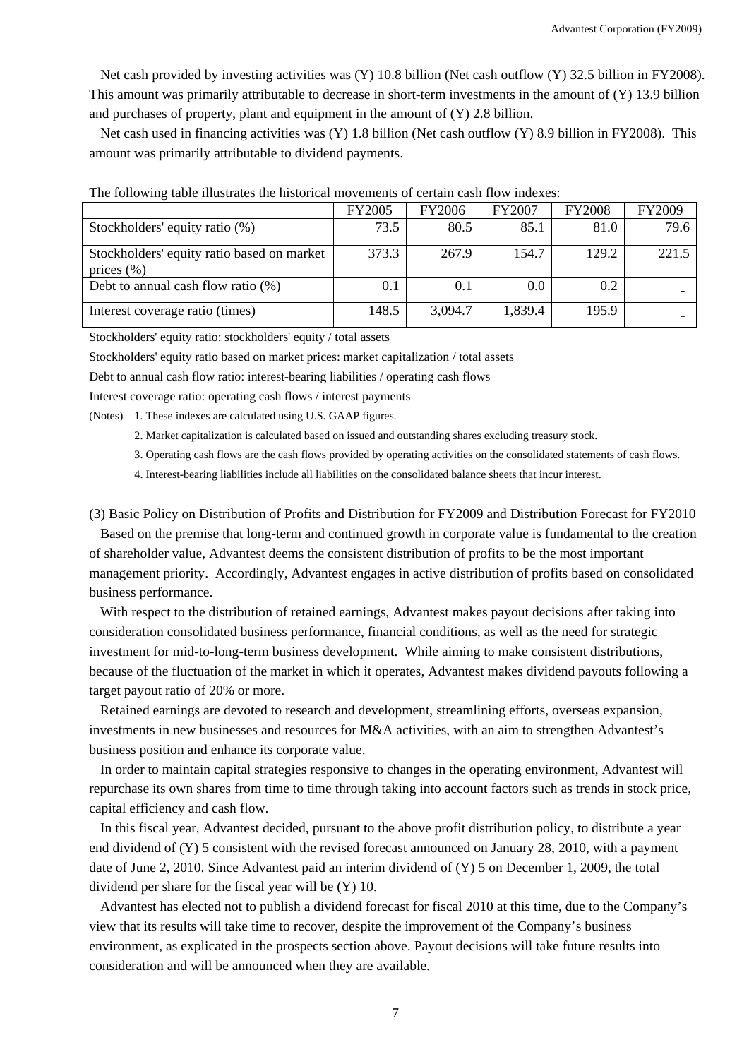Net cash provided by investing activities was (Y) 10.8 billion (Net cash outflow (Y) 32.5 billion in FY2008). This amount was primarily attributable to decrease in short-term investments in the amount of (Y) 13.9 billion and purchases of property, plant and equipment in the amount of (Y) 2.8 billion.

Net cash used in financing activities was (Y) 1.8 billion (Net cash outflow (Y) 8.9 billion in FY2008). This amount was primarily attributable to dividend payments.

The following table illustrates the historical movements of certain cash flow indexes:

| | FY2005 | FY2006 | FY2007 | FY2008 | FY2009 |
|---|---|---|---|---|---|
| Stockholders' equity ratio (%) | 73.5 | 80.5 | 85.1 | 81.0 | 79.6 |
| Stockholders' equity ratio based on market prices (%) | 373.3 | 267.9 | 154.7 | 129.2 | 221.5 |
| Debt to annual cash flow ratio (%) | 0.1 | 0.1 | 0.0 | 0.2 | - |
| Interest coverage ratio (times) | 148.5 | 3,094.7 | 1,839.4 | 195.9 | - |

Stockholders' equity ratio: stockholders' equity / total assets

Stockholders' equity ratio based on market prices: market capitalization / total assets

Debt to annual cash flow ratio: interest-bearing liabilities / operating cash flows

Interest coverage ratio: operating cash flows / interest payments

(Notes) 1. These indexes are calculated using U.S. GAAP figures.

2. Market capitalization is calculated based on issued and outstanding shares excluding treasury stock.

3. Operating cash flows are the cash flows provided by operating activities on the consolidated statements of cash flows.

4. Interest-bearing liabilities include all liabilities on the consolidated balance sheets that incur interest.

(3) Basic Policy on Distribution of Profits and Distribution for FY2009 and Distribution Forecast for FY2010

Based on the premise that long-term and continued growth in corporate value is fundamental to the creation of shareholder value, Advantest deems the consistent distribution of profits to be the most important management priority. Accordingly, Advantest engages in active distribution of profits based on consolidated business performance.

With respect to the distribution of retained earnings, Advantest makes payout decisions after taking into consideration consolidated business performance, financial conditions, as well as the need for strategic investment for mid-to-long-term business development. While aiming to make consistent distributions, because of the fluctuation of the market in which it operates, Advantest makes dividend payouts following a target payout ratio of 20% or more.

Retained earnings are devoted to research and development, streamlining efforts, overseas expansion, investments in new businesses and resources for M&A activities, with an aim to strengthen Advantest's business position and enhance its corporate value.

In order to maintain capital strategies responsive to changes in the operating environment, Advantest will repurchase its own shares from time to time through taking into account factors such as trends in stock price, capital efficiency and cash flow.

In this fiscal year, Advantest decided, pursuant to the above profit distribution policy, to distribute a year end dividend of (Y) 5 consistent with the revised forecast announced on January 28, 2010, with a payment date of June 2, 2010. Since Advantest paid an interim dividend of (Y) 5 on December 1, 2009, the total dividend per share for the fiscal year will be (Y) 10.

Advantest has elected not to publish a dividend forecast for fiscal 2010 at this time, due to the Company's view that its results will take time to recover, despite the improvement of the Company's business environment, as explicated in the prospects section above. Payout decisions will take future results into consideration and will be announced when they are available.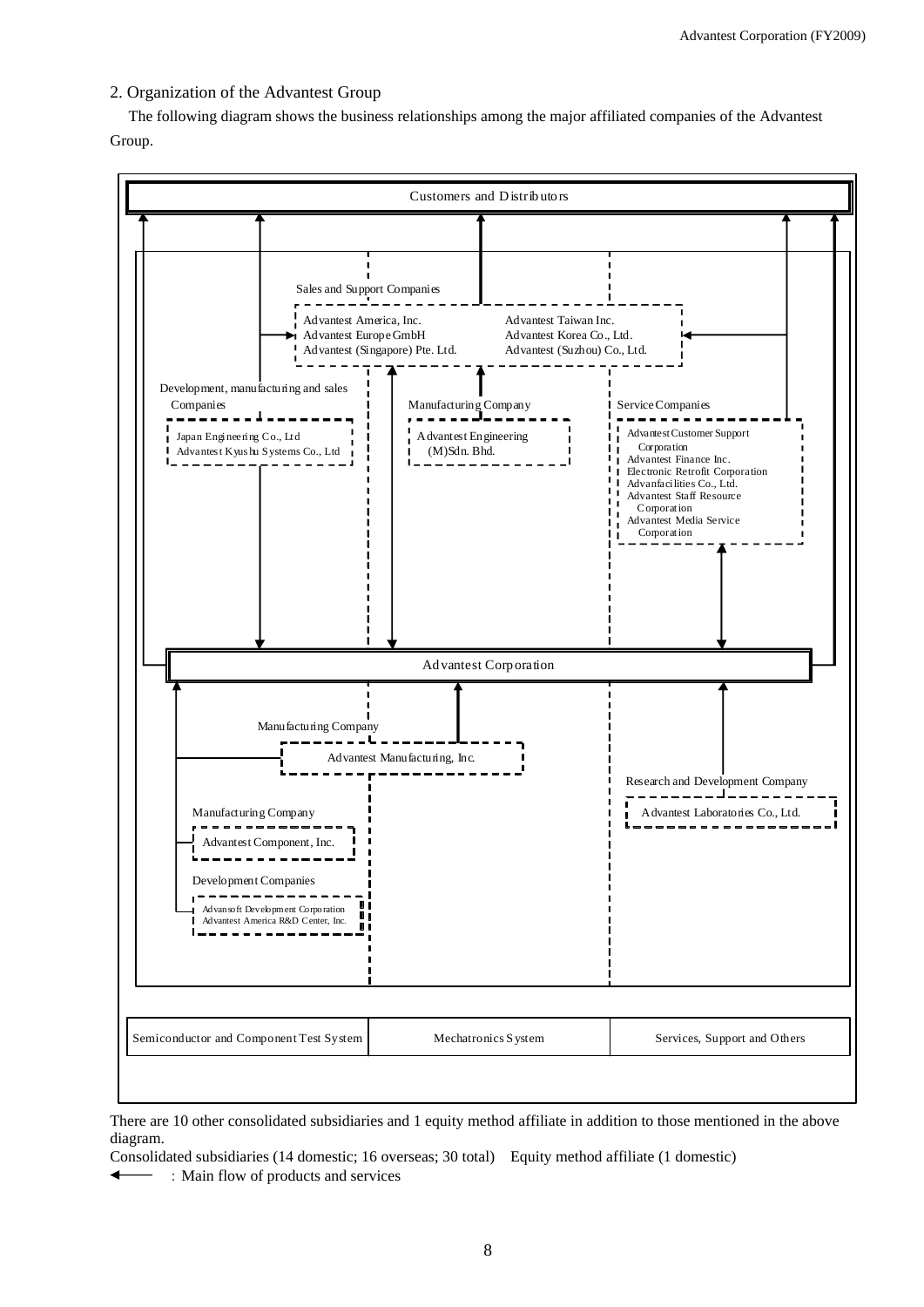## 2. Organization of the Advantest Group

The following diagram shows the business relationships among the major affiliated companies of the Advantest Group.

Customers and Distributors

Sales and Support Companies

- Advantest America, Inc.
- Advantest Europe GmbH
- Advantest (Singapore) Pte. Ltd.
- Advantest Taiwan Inc.
- Advantest Korea Co., Ltd.
- Advantest (Suzhou) Co., Ltd.

Development, manufacturing and sales Companies

- Japan Engineering Co., Ltd
- Advantest Kyushu Systems Co., Ltd

Manufacturing Company

- Advantest Engineering (M)Sdn. Bhd.

Service Companies

- Advantest Customer Support Corporation
- Advantest Finance Inc.
- Electronic Retrofit Corporation
- Advanfacilities Co., Ltd.
- Advantest Staff Resource Corporation
- Advantest Media Service Corporation

Advantest Corporation

Manufacturing Company

- Advantest Manufacturing, Inc.

Research and Development Company

- Advantest Laboratories Co., Ltd.

Manufacturing Company

- Advantest Component, Inc.

Development Companies

- Advansoft Development Corporation
- Advantest America R&D Center, Inc.

| Semiconductor and Component Test System | Mechatronics System | Services, Support and Others |
| --- | --- | --- |

There are 10 other consolidated subsidiaries and 1 equity method affiliate in addition to those mentioned in the above diagram.

Consolidated subsidiaries (14 domestic; 16 overseas; 30 total)　Equity method affiliate (1 domestic)

← : Main flow of products and services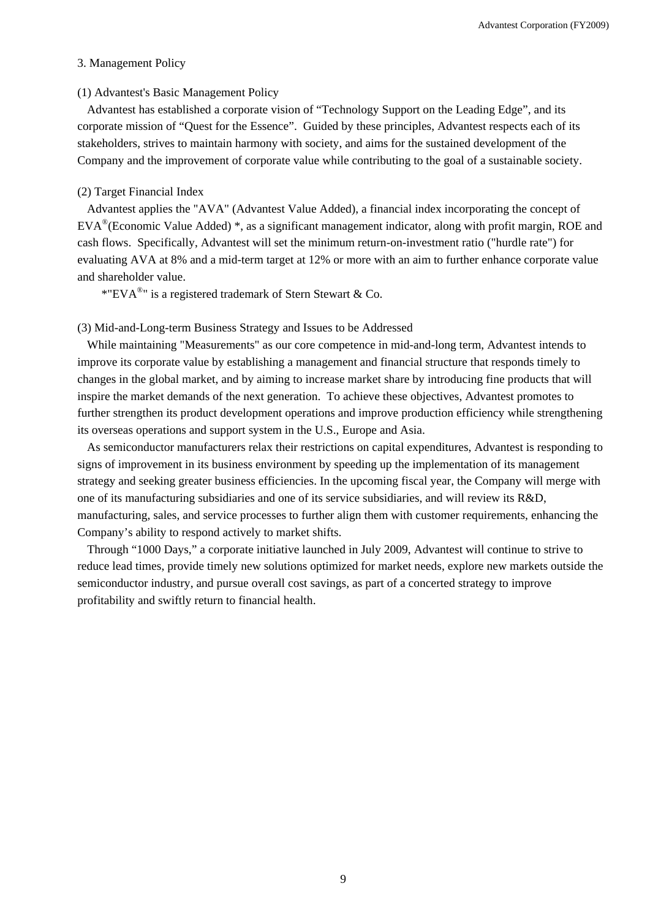## 3. Management Policy

### (1) Advantest's Basic Management Policy

Advantest has established a corporate vision of “Technology Support on the Leading Edge”, and its corporate mission of “Quest for the Essence”. Guided by these principles, Advantest respects each of its stakeholders, strives to maintain harmony with society, and aims for the sustained development of the Company and the improvement of corporate value while contributing to the goal of a sustainable society.

### (2) Target Financial Index

Advantest applies the "AVA" (Advantest Value Added), a financial index incorporating the concept of EVA®(Economic Value Added) *, as a significant management indicator, along with profit margin, ROE and cash flows. Specifically, Advantest will set the minimum return-on-investment ratio ("hurdle rate") for evaluating AVA at 8% and a mid-term target at 12% or more with an aim to further enhance corporate value and shareholder value.

*"EVA®" is a registered trademark of Stern Stewart & Co.

### (3) Mid-and-Long-term Business Strategy and Issues to be Addressed

While maintaining "Measurements" as our core competence in mid-and-long term, Advantest intends to improve its corporate value by establishing a management and financial structure that responds timely to changes in the global market, and by aiming to increase market share by introducing fine products that will inspire the market demands of the next generation. To achieve these objectives, Advantest promotes to further strengthen its product development operations and improve production efficiency while strengthening its overseas operations and support system in the U.S., Europe and Asia.

As semiconductor manufacturers relax their restrictions on capital expenditures, Advantest is responding to signs of improvement in its business environment by speeding up the implementation of its management strategy and seeking greater business efficiencies. In the upcoming fiscal year, the Company will merge with one of its manufacturing subsidiaries and one of its service subsidiaries, and will review its R&D, manufacturing, sales, and service processes to further align them with customer requirements, enhancing the Company’s ability to respond actively to market shifts.

Through “1000 Days,” a corporate initiative launched in July 2009, Advantest will continue to strive to reduce lead times, provide timely new solutions optimized for market needs, explore new markets outside the semiconductor industry, and pursue overall cost savings, as part of a concerted strategy to improve profitability and swiftly return to financial health.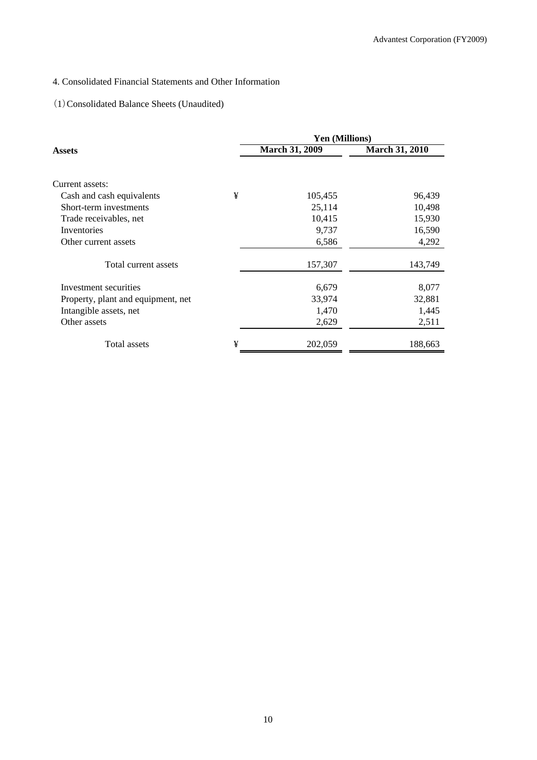## 4. Consolidated Financial Statements and Other Information

### (1) Consolidated Balance Sheets (Unaudited)

| Assets | | Yen (Millions) | |
|---|---|---|---|
| | | **March 31, 2009** | **March 31, 2010** |
| Current assets: | | | |
| Cash and cash equivalents | ¥ | 105,455 | 96,439 |
| Short-term investments | | 25,114 | 10,498 |
| Trade receivables, net | | 10,415 | 15,930 |
| Inventories | | 9,737 | 16,590 |
| Other current assets | | 6,586 | 4,292 |
| Total current assets | | 157,307 | 143,749 |
| Investment securities | | 6,679 | 8,077 |
| Property, plant and equipment, net | | 33,974 | 32,881 |
| Intangible assets, net | | 1,470 | 1,445 |
| Other assets | | 2,629 | 2,511 |
| Total assets | ¥ | 202,059 | 188,663 |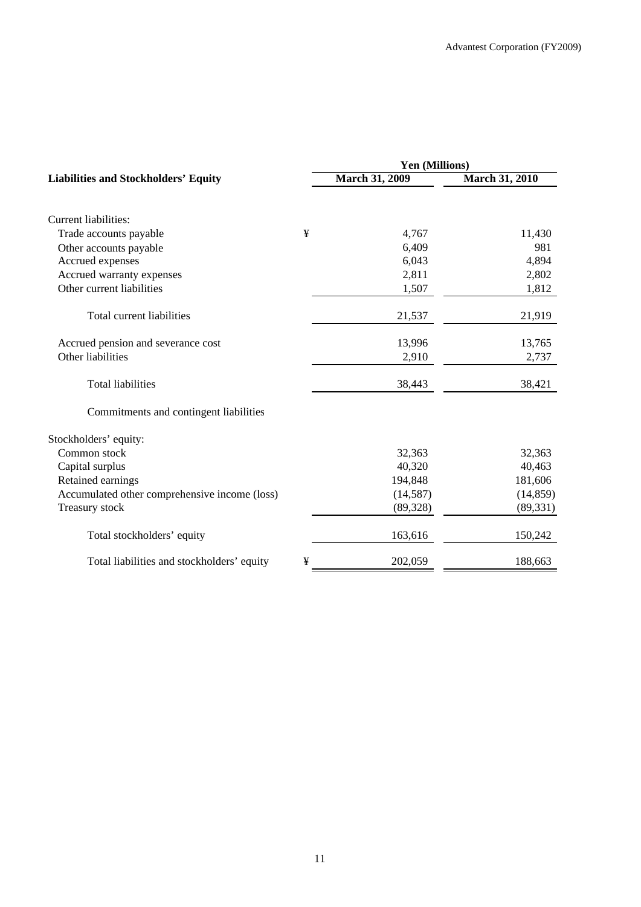| Liabilities and Stockholders' Equity | | Yen (Millions) | |
|---|---|---|---|
| | | March 31, 2009 | March 31, 2010 |
| Current liabilities: | | | |
| Trade accounts payable | ¥ | 4,767 | 11,430 |
| Other accounts payable | | 6,409 | 981 |
| Accrued expenses | | 6,043 | 4,894 |
| Accrued warranty expenses | | 2,811 | 2,802 |
| Other current liabilities | | 1,507 | 1,812 |
| Total current liabilities | | 21,537 | 21,919 |
| Accrued pension and severance cost | | 13,996 | 13,765 |
| Other liabilities | | 2,910 | 2,737 |
| Total liabilities | | 38,443 | 38,421 |
| Commitments and contingent liabilities | | | |
| Stockholders' equity: | | | |
| Common stock | | 32,363 | 32,363 |
| Capital surplus | | 40,320 | 40,463 |
| Retained earnings | | 194,848 | 181,606 |
| Accumulated other comprehensive income (loss) | | (14,587) | (14,859) |
| Treasury stock | | (89,328) | (89,331) |
| Total stockholders' equity | | 163,616 | 150,242 |
| Total liabilities and stockholders' equity | ¥ | 202,059 | 188,663 |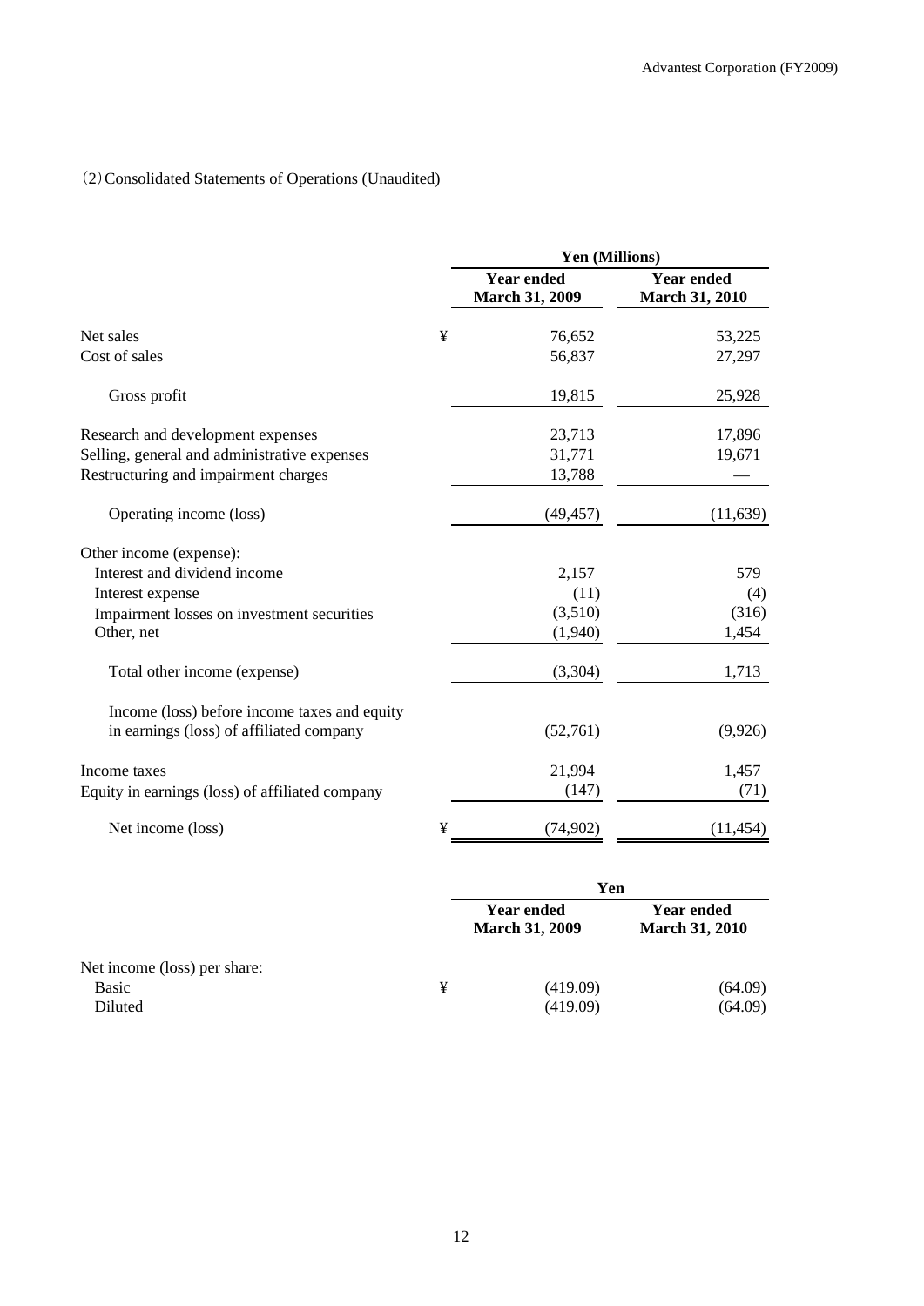(2) Consolidated Statements of Operations (Unaudited)

| | | Yen (Millions) | |
|---|---|---|---|
| | | Year ended March 31, 2009 | Year ended March 31, 2010 |
| Net sales | ¥ | 76,652 | 53,225 |
| Cost of sales | | 56,837 | 27,297 |
| Gross profit | | 19,815 | 25,928 |
| Research and development expenses | | 23,713 | 17,896 |
| Selling, general and administrative expenses | | 31,771 | 19,671 |
| Restructuring and impairment charges | | 13,788 | — |
| Operating income (loss) | | (49,457) | (11,639) |
| Other income (expense): | | | |
| Interest and dividend income | | 2,157 | 579 |
| Interest expense | | (11) | (4) |
| Impairment losses on investment securities | | (3,510) | (316) |
| Other, net | | (1,940) | 1,454 |
| Total other income (expense) | | (3,304) | 1,713 |
| Income (loss) before income taxes and equity in earnings (loss) of affiliated company | | (52,761) | (9,926) |
| Income taxes | | 21,994 | 1,457 |
| Equity in earnings (loss) of affiliated company | | (147) | (71) |
| Net income (loss) | ¥ | (74,902) | (11,454) |

| | | Yen | |
|---|---|---|---|
| | | Year ended March 31, 2009 | Year ended March 31, 2010 |
| Net income (loss) per share: | | | |
| Basic | ¥ | (419.09) | (64.09) |
| Diluted | | (419.09) | (64.09) |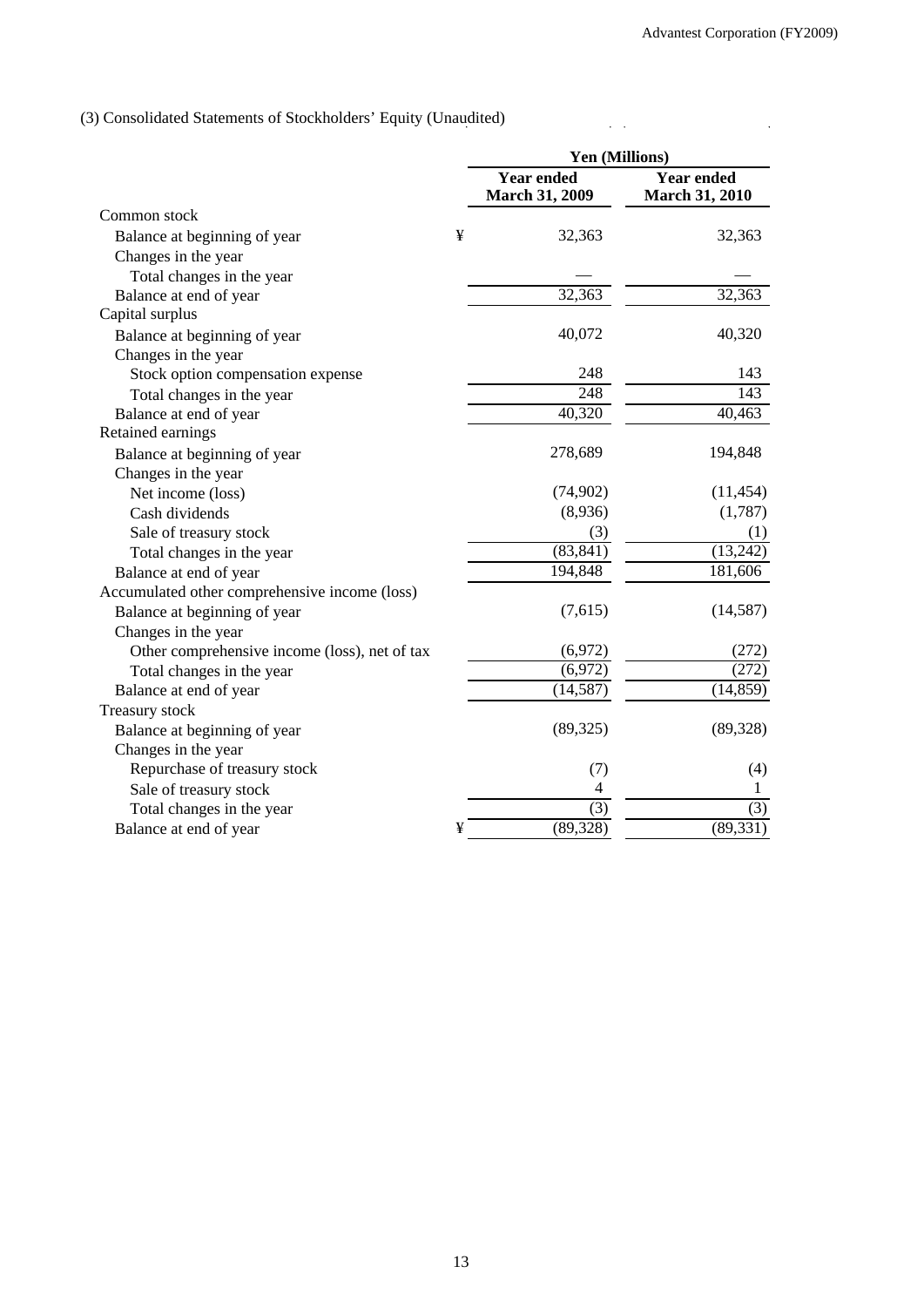(3) Consolidated Statements of Stockholders' Equity (Unaudited)

| | | Yen (Millions) | |
|---|---|---|---|
| | | Year ended March 31, 2009 | Year ended March 31, 2010 |
| Common stock | | | |
| Balance at beginning of year | ¥ | 32,363 | 32,363 |
| Changes in the year | | | |
| Total changes in the year | | — | — |
| Balance at end of year | | 32,363 | 32,363 |
| Capital surplus | | | |
| Balance at beginning of year | | 40,072 | 40,320 |
| Changes in the year | | | |
| Stock option compensation expense | | 248 | 143 |
| Total changes in the year | | 248 | 143 |
| Balance at end of year | | 40,320 | 40,463 |
| Retained earnings | | | |
| Balance at beginning of year | | 278,689 | 194,848 |
| Changes in the year | | | |
| Net income (loss) | | (74,902) | (11,454) |
| Cash dividends | | (8,936) | (1,787) |
| Sale of treasury stock | | (3) | (1) |
| Total changes in the year | | (83,841) | (13,242) |
| Balance at end of year | | 194,848 | 181,606 |
| Accumulated other comprehensive income (loss) | | | |
| Balance at beginning of year | | (7,615) | (14,587) |
| Changes in the year | | | |
| Other comprehensive income (loss), net of tax | | (6,972) | (272) |
| Total changes in the year | | (6,972) | (272) |
| Balance at end of year | | (14,587) | (14,859) |
| Treasury stock | | | |
| Balance at beginning of year | | (89,325) | (89,328) |
| Changes in the year | | | |
| Repurchase of treasury stock | | (7) | (4) |
| Sale of treasury stock | | 4 | 1 |
| Total changes in the year | | (3) | (3) |
| Balance at end of year | ¥ | (89,328) | (89,331) |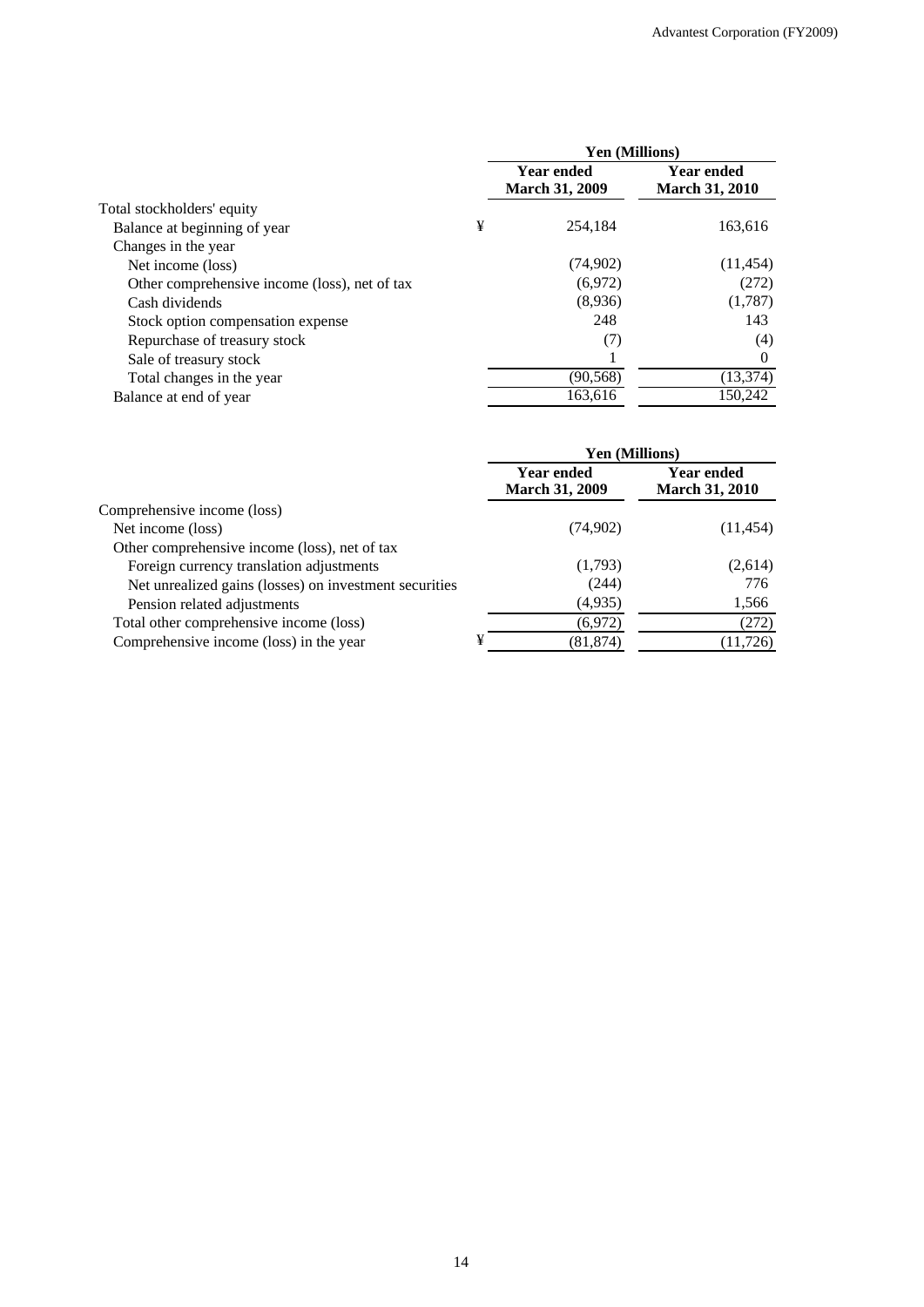| | Yen (Millions) | |
|---|---|---|
| | Year ended March 31, 2009 | Year ended March 31, 2010 |
| Total stockholders' equity | | |
| Balance at beginning of year | ¥ 254,184 | 163,616 |
| Changes in the year | | |
| Net income (loss) | (74,902) | (11,454) |
| Other comprehensive income (loss), net of tax | (6,972) | (272) |
| Cash dividends | (8,936) | (1,787) |
| Stock option compensation expense | 248 | 143 |
| Repurchase of treasury stock | (7) | (4) |
| Sale of treasury stock | 1 | 0 |
| Total changes in the year | (90,568) | (13,374) |
| Balance at end of year | 163,616 | 150,242 |

| | Yen (Millions) | |
|---|---|---|
| | Year ended March 31, 2009 | Year ended March 31, 2010 |
| Comprehensive income (loss) | | |
| Net income (loss) | (74,902) | (11,454) |
| Other comprehensive income (loss), net of tax | | |
| Foreign currency translation adjustments | (1,793) | (2,614) |
| Net unrealized gains (losses) on investment securities | (244) | 776 |
| Pension related adjustments | (4,935) | 1,566 |
| Total other comprehensive income (loss) | (6,972) | (272) |
| Comprehensive income (loss) in the year | ¥ (81,874) | (11,726) |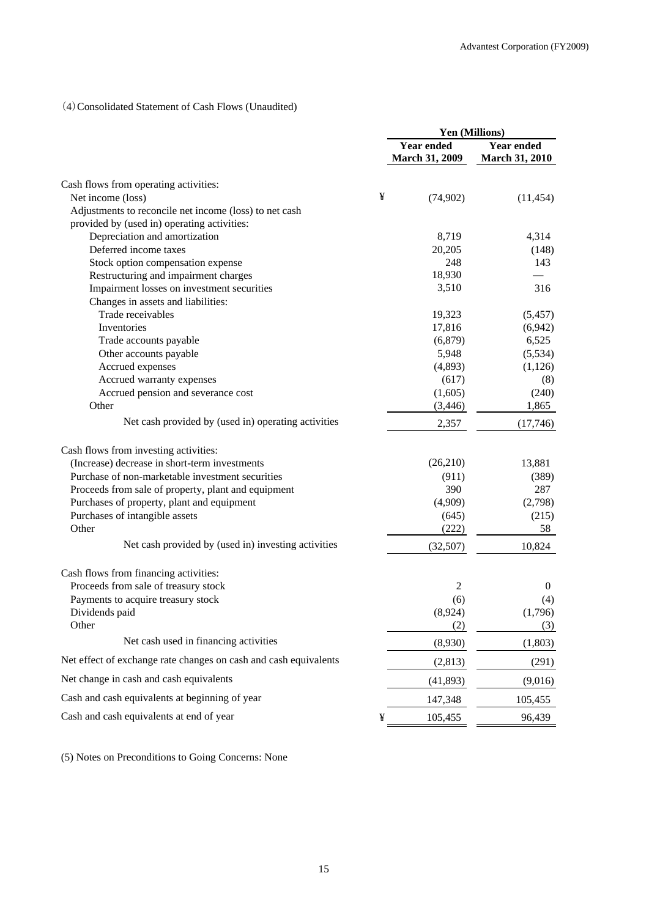（4）Consolidated Statement of Cash Flows (Unaudited)

| | Yen (Millions) | |
|---|---|---|
| | Year ended March 31, 2009 | Year ended March 31, 2010 |
| Cash flows from operating activities: | | |
| Net income (loss) | ¥ (74,902) | (11,454) |
| Adjustments to reconcile net income (loss) to net cash provided by (used in) operating activities: | | |
| Depreciation and amortization | 8,719 | 4,314 |
| Deferred income taxes | 20,205 | (148) |
| Stock option compensation expense | 248 | 143 |
| Restructuring and impairment charges | 18,930 | — |
| Impairment losses on investment securities | 3,510 | 316 |
| Changes in assets and liabilities: | | |
| Trade receivables | 19,323 | (5,457) |
| Inventories | 17,816 | (6,942) |
| Trade accounts payable | (6,879) | 6,525 |
| Other accounts payable | 5,948 | (5,534) |
| Accrued expenses | (4,893) | (1,126) |
| Accrued warranty expenses | (617) | (8) |
| Accrued pension and severance cost | (1,605) | (240) |
| Other | (3,446) | 1,865 |
| Net cash provided by (used in) operating activities | 2,357 | (17,746) |
| Cash flows from investing activities: | | |
| (Increase) decrease in short-term investments | (26,210) | 13,881 |
| Purchase of non-marketable investment securities | (911) | (389) |
| Proceeds from sale of property, plant and equipment | 390 | 287 |
| Purchases of property, plant and equipment | (4,909) | (2,798) |
| Purchases of intangible assets | (645) | (215) |
| Other | (222) | 58 |
| Net cash provided by (used in) investing activities | (32,507) | 10,824 |
| Cash flows from financing activities: | | |
| Proceeds from sale of treasury stock | 2 | 0 |
| Payments to acquire treasury stock | (6) | (4) |
| Dividends paid | (8,924) | (1,796) |
| Other | (2) | (3) |
| Net cash used in financing activities | (8,930) | (1,803) |
| Net effect of exchange rate changes on cash and cash equivalents | (2,813) | (291) |
| Net change in cash and cash equivalents | (41,893) | (9,016) |
| Cash and cash equivalents at beginning of year | 147,348 | 105,455 |
| Cash and cash equivalents at end of year | ¥ 105,455 | 96,439 |

(5) Notes on Preconditions to Going Concerns: None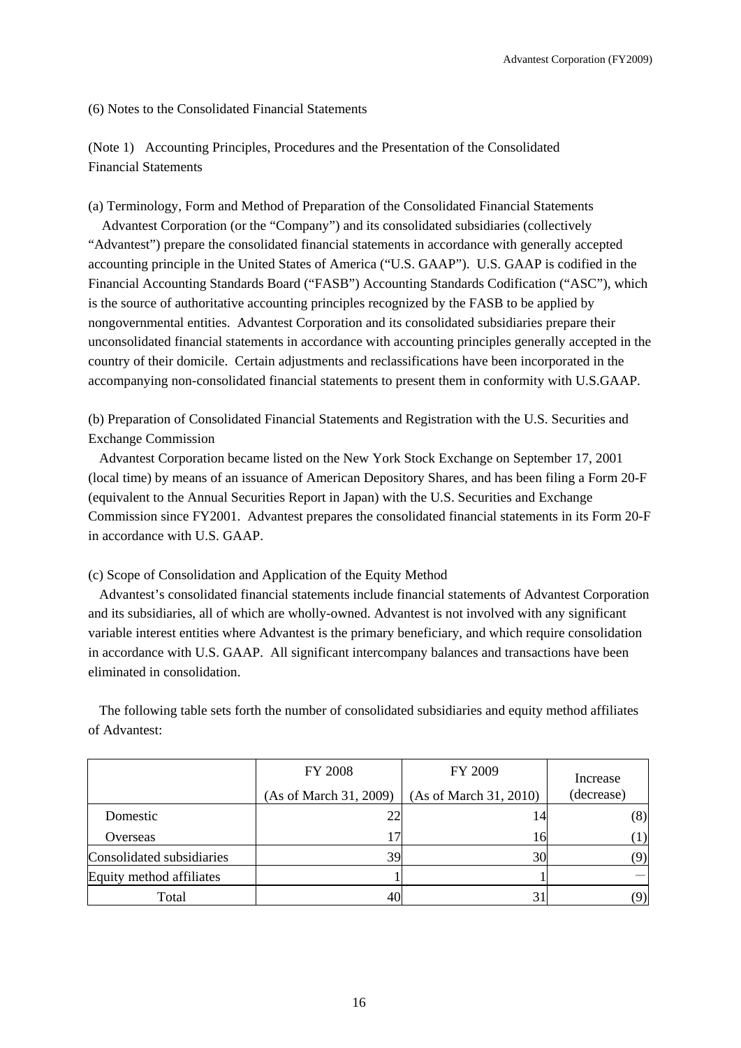(6) Notes to the Consolidated Financial Statements

(Note 1) Accounting Principles, Procedures and the Presentation of the Consolidated Financial Statements

(a) Terminology, Form and Method of Preparation of the Consolidated Financial Statements

Advantest Corporation (or the "Company") and its consolidated subsidiaries (collectively "Advantest") prepare the consolidated financial statements in accordance with generally accepted accounting principle in the United States of America ("U.S. GAAP"). U.S. GAAP is codified in the Financial Accounting Standards Board ("FASB") Accounting Standards Codification ("ASC"), which is the source of authoritative accounting principles recognized by the FASB to be applied by nongovernmental entities. Advantest Corporation and its consolidated subsidiaries prepare their unconsolidated financial statements in accordance with accounting principles generally accepted in the country of their domicile. Certain adjustments and reclassifications have been incorporated in the accompanying non-consolidated financial statements to present them in conformity with U.S.GAAP.

(b) Preparation of Consolidated Financial Statements and Registration with the U.S. Securities and Exchange Commission

Advantest Corporation became listed on the New York Stock Exchange on September 17, 2001 (local time) by means of an issuance of American Depository Shares, and has been filing a Form 20-F (equivalent to the Annual Securities Report in Japan) with the U.S. Securities and Exchange Commission since FY2001. Advantest prepares the consolidated financial statements in its Form 20-F in accordance with U.S. GAAP.

(c) Scope of Consolidation and Application of the Equity Method

Advantest's consolidated financial statements include financial statements of Advantest Corporation and its subsidiaries, all of which are wholly-owned. Advantest is not involved with any significant variable interest entities where Advantest is the primary beneficiary, and which require consolidation in accordance with U.S. GAAP. All significant intercompany balances and transactions have been eliminated in consolidation.

The following table sets forth the number of consolidated subsidiaries and equity method affiliates of Advantest:

| | FY 2008 (As of March 31, 2009) | FY 2009 (As of March 31, 2010) | Increase (decrease) |
|---|---|---|---|
| Domestic | 22 | 14 | (8) |
| Overseas | 17 | 16 | (1) |
| Consolidated subsidiaries | 39 | 30 | (9) |
| Equity method affiliates | 1 | 1 | — |
| Total | 40 | 31 | (9) |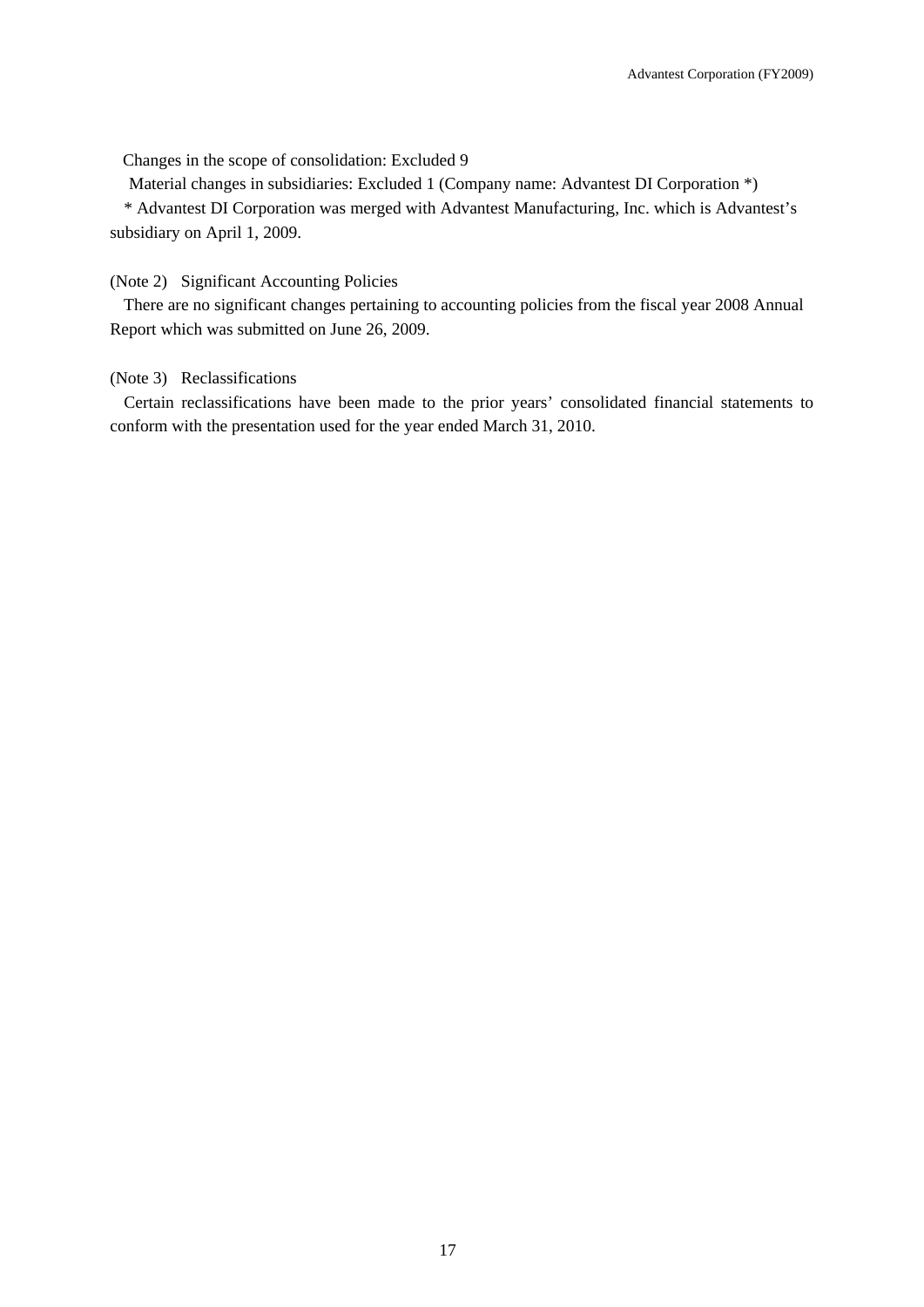Changes in the scope of consolidation: Excluded 9

Material changes in subsidiaries: Excluded 1 (Company name: Advantest DI Corporation *)

* Advantest DI Corporation was merged with Advantest Manufacturing, Inc. which is Advantest's subsidiary on April 1, 2009.

(Note 2) Significant Accounting Policies

There are no significant changes pertaining to accounting policies from the fiscal year 2008 Annual Report which was submitted on June 26, 2009.

(Note 3) Reclassifications

Certain reclassifications have been made to the prior years' consolidated financial statements to conform with the presentation used for the year ended March 31, 2010.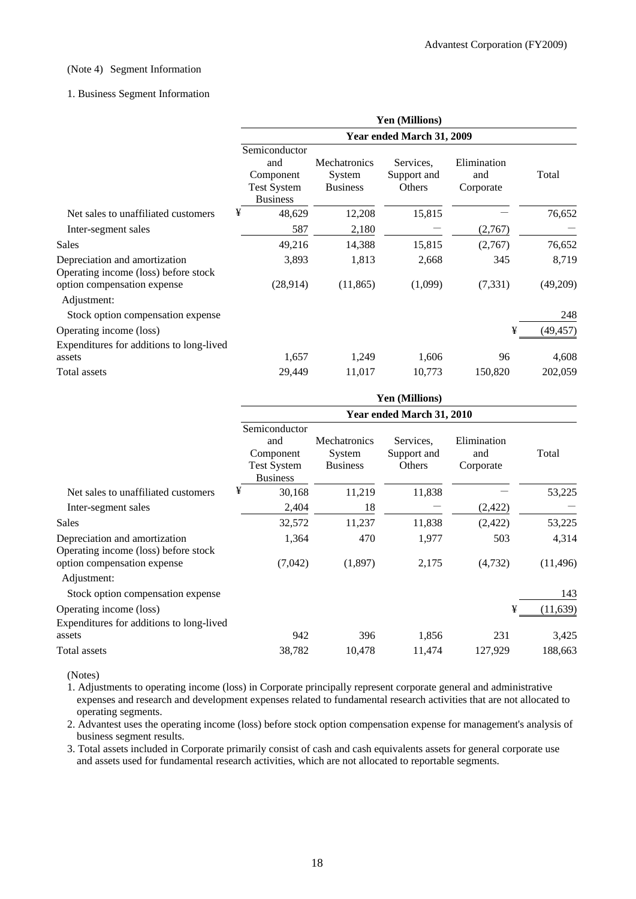(Note 4) Segment Information

1. Business Segment Information

| | Yen (Millions) | | | | |
|---|---|---|---|---|---|
| | Year ended March 31, 2009 | | | | |
| | Semiconductor and Component Test System Business | Mechatronics System Business | Services, Support and Others | Elimination and Corporate | Total |
| Net sales to unaffiliated customers | ¥ 48,629 | 12,208 | 15,815 | — | 76,652 |
| Inter-segment sales | 587 | 2,180 | — | (2,767) | — |
| Sales | 49,216 | 14,388 | 15,815 | (2,767) | 76,652 |
| Depreciation and amortization | 3,893 | 1,813 | 2,668 | 345 | 8,719 |
| Operating income (loss) before stock option compensation expense | (28,914) | (11,865) | (1,099) | (7,331) | (49,209) |
| Adjustment: | | | | | |
| Stock option compensation expense | | | | | 248 |
| Operating income (loss) | | | | ¥ | (49,457) |
| Expenditures for additions to long-lived assets | 1,657 | 1,249 | 1,606 | 96 | 4,608 |
| Total assets | 29,449 | 11,017 | 10,773 | 150,820 | 202,059 |

| | Yen (Millions) | | | | |
|---|---|---|---|---|---|
| | Year ended March 31, 2010 | | | | |
| | Semiconductor and Component Test System Business | Mechatronics System Business | Services, Support and Others | Elimination and Corporate | Total |
| Net sales to unaffiliated customers | ¥ 30,168 | 11,219 | 11,838 | — | 53,225 |
| Inter-segment sales | 2,404 | 18 | — | (2,422) | — |
| Sales | 32,572 | 11,237 | 11,838 | (2,422) | 53,225 |
| Depreciation and amortization | 1,364 | 470 | 1,977 | 503 | 4,314 |
| Operating income (loss) before stock option compensation expense | (7,042) | (1,897) | 2,175 | (4,732) | (11,496) |
| Adjustment: | | | | | |
| Stock option compensation expense | | | | | 143 |
| Operating income (loss) | | | | ¥ | (11,639) |
| Expenditures for additions to long-lived assets | 942 | 396 | 1,856 | 231 | 3,425 |
| Total assets | 38,782 | 10,478 | 11,474 | 127,929 | 188,663 |

(Notes)

1. Adjustments to operating income (loss) in Corporate principally represent corporate general and administrative expenses and research and development expenses related to fundamental research activities that are not allocated to operating segments.
2. Advantest uses the operating income (loss) before stock option compensation expense for management's analysis of business segment results.
3. Total assets included in Corporate primarily consist of cash and cash equivalents assets for general corporate use and assets used for fundamental research activities, which are not allocated to reportable segments.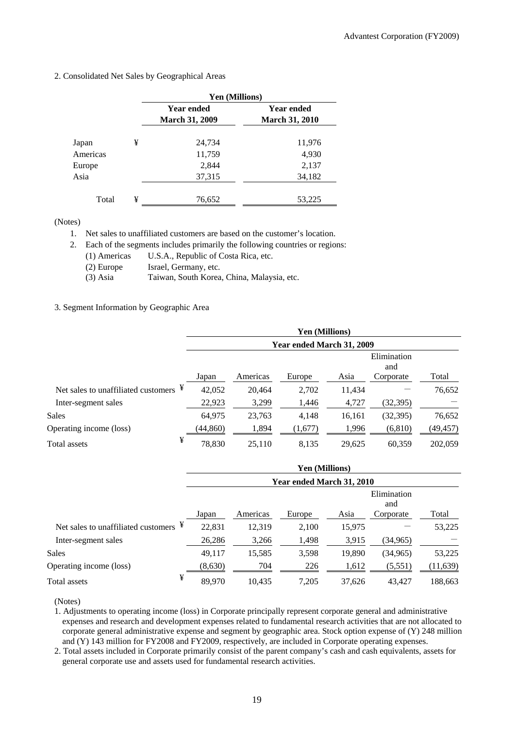2. Consolidated Net Sales by Geographical Areas

| | | Yen (Millions) | |
|---|---|---|---|
| | | Year ended March 31, 2009 | Year ended March 31, 2010 |
| Japan | ¥ | 24,734 | 11,976 |
| Americas | | 11,759 | 4,930 |
| Europe | | 2,844 | 2,137 |
| Asia | | 37,315 | 34,182 |
| Total | ¥ | 76,652 | 53,225 |

(Notes)

1. Net sales to unaffiliated customers are based on the customer's location.
2. Each of the segments includes primarily the following countries or regions:
   - (1) Americas U.S.A., Republic of Costa Rica, etc.
   - (2) Europe Israel, Germany, etc.
   - (3) Asia Taiwan, South Korea, China, Malaysia, etc.

3. Segment Information by Geographic Area

| | | Yen (Millions) | | | | | |
|---|---|---|---|---|---|---|---|
| | | Year ended March 31, 2009 | | | | | |
| | | Japan | Americas | Europe | Asia | Elimination and Corporate | Total |
| Net sales to unaffiliated customers | ¥ | 42,052 | 20,464 | 2,702 | 11,434 | — | 76,652 |
| Inter-segment sales | | 22,923 | 3,299 | 1,446 | 4,727 | (32,395) | — |
| Sales | | 64,975 | 23,763 | 4,148 | 16,161 | (32,395) | 76,652 |
| Operating income (loss) | | (44,860) | 1,894 | (1,677) | 1,996 | (6,810) | (49,457) |
| Total assets | ¥ | 78,830 | 25,110 | 8,135 | 29,625 | 60,359 | 202,059 |

| | | Yen (Millions) | | | | | |
|---|---|---|---|---|---|---|---|
| | | Year ended March 31, 2010 | | | | | |
| | | Japan | Americas | Europe | Asia | Elimination and Corporate | Total |
| Net sales to unaffiliated customers | ¥ | 22,831 | 12,319 | 2,100 | 15,975 | — | 53,225 |
| Inter-segment sales | | 26,286 | 3,266 | 1,498 | 3,915 | (34,965) | — |
| Sales | | 49,117 | 15,585 | 3,598 | 19,890 | (34,965) | 53,225 |
| Operating income (loss) | | (8,630) | 704 | 226 | 1,612 | (5,551) | (11,639) |
| Total assets | ¥ | 89,970 | 10,435 | 7,205 | 37,626 | 43,427 | 188,663 |

(Notes)

1. Adjustments to operating income (loss) in Corporate principally represent corporate general and administrative expenses and research and development expenses related to fundamental research activities that are not allocated to corporate general administrative expense and segment by geographic area. Stock option expense of (Y) 248 million and (Y) 143 million for FY2008 and FY2009, respectively, are included in Corporate operating expenses.
2. Total assets included in Corporate primarily consist of the parent company's cash and cash equivalents, assets for general corporate use and assets used for fundamental research activities.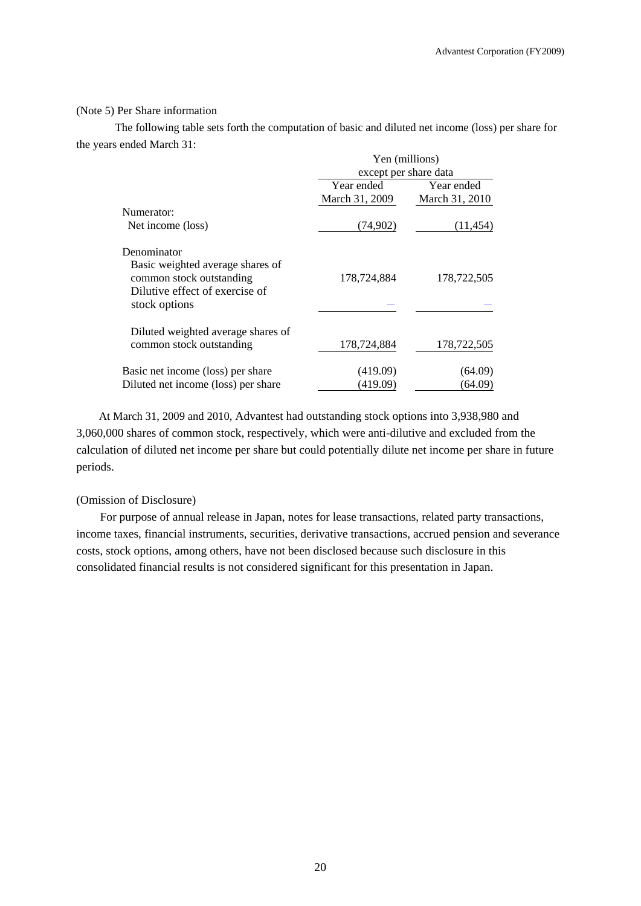(Note 5) Per Share information

The following table sets forth the computation of basic and diluted net income (loss) per share for the years ended March 31:

| | Yen (millions) except per share data | |
|---|---|---|
| | Year ended March 31, 2009 | Year ended March 31, 2010 |
| Numerator: | | |
| Net income (loss) | (74,902) | (11,454) |
| Denominator | | |
| Basic weighted average shares of common stock outstanding | 178,724,884 | 178,722,505 |
| Dilutive effect of exercise of stock options | — | — |
| Diluted weighted average shares of common stock outstanding | 178,724,884 | 178,722,505 |
| Basic net income (loss) per share | (419.09) | (64.09) |
| Diluted net income (loss) per share | (419.09) | (64.09) |

At March 31, 2009 and 2010, Advantest had outstanding stock options into 3,938,980 and 3,060,000 shares of common stock, respectively, which were anti-dilutive and excluded from the calculation of diluted net income per share but could potentially dilute net income per share in future periods.

(Omission of Disclosure)

For purpose of annual release in Japan, notes for lease transactions, related party transactions, income taxes, financial instruments, securities, derivative transactions, accrued pension and severance costs, stock options, among others, have not been disclosed because such disclosure in this consolidated financial results is not considered significant for this presentation in Japan.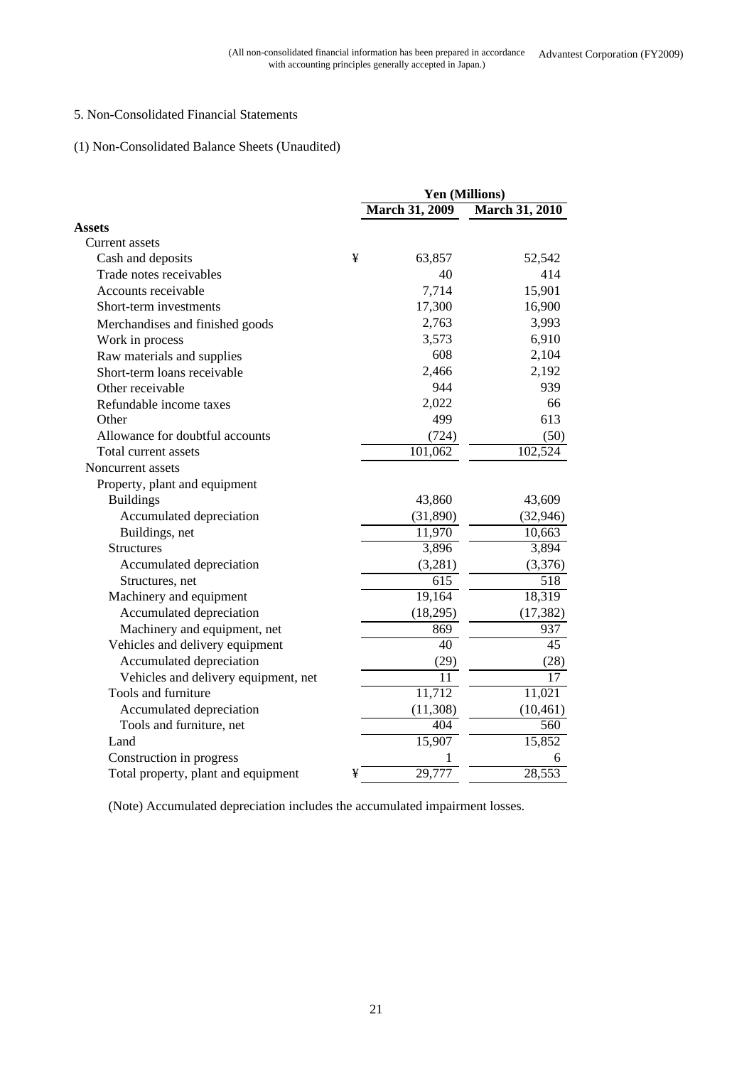(All non-consolidated financial information has been prepared in accordance with accounting principles generally accepted in Japan.)

## 5. Non-Consolidated Financial Statements

### (1) Non-Consolidated Balance Sheets (Unaudited)

| | | Yen (Millions) | |
|---|---|---|---|
| | | March 31, 2009 | March 31, 2010 |
| **Assets** | | | |
| Current assets | | | |
| Cash and deposits | ¥ | 63,857 | 52,542 |
| Trade notes receivables | | 40 | 414 |
| Accounts receivable | | 7,714 | 15,901 |
| Short-term investments | | 17,300 | 16,900 |
| Merchandises and finished goods | | 2,763 | 3,993 |
| Work in process | | 3,573 | 6,910 |
| Raw materials and supplies | | 608 | 2,104 |
| Short-term loans receivable | | 2,466 | 2,192 |
| Other receivable | | 944 | 939 |
| Refundable income taxes | | 2,022 | 66 |
| Other | | 499 | 613 |
| Allowance for doubtful accounts | | (724) | (50) |
| Total current assets | | 101,062 | 102,524 |
| Noncurrent assets | | | |
| Property, plant and equipment | | | |
| Buildings | | 43,860 | 43,609 |
| Accumulated depreciation | | (31,890) | (32,946) |
| Buildings, net | | 11,970 | 10,663 |
| Structures | | 3,896 | 3,894 |
| Accumulated depreciation | | (3,281) | (3,376) |
| Structures, net | | 615 | 518 |
| Machinery and equipment | | 19,164 | 18,319 |
| Accumulated depreciation | | (18,295) | (17,382) |
| Machinery and equipment, net | | 869 | 937 |
| Vehicles and delivery equipment | | 40 | 45 |
| Accumulated depreciation | | (29) | (28) |
| Vehicles and delivery equipment, net | | 11 | 17 |
| Tools and furniture | | 11,712 | 11,021 |
| Accumulated depreciation | | (11,308) | (10,461) |
| Tools and furniture, net | | 404 | 560 |
| Land | | 15,907 | 15,852 |
| Construction in progress | | 1 | 6 |
| Total property, plant and equipment | ¥ | 29,777 | 28,553 |

(Note) Accumulated depreciation includes the accumulated impairment losses.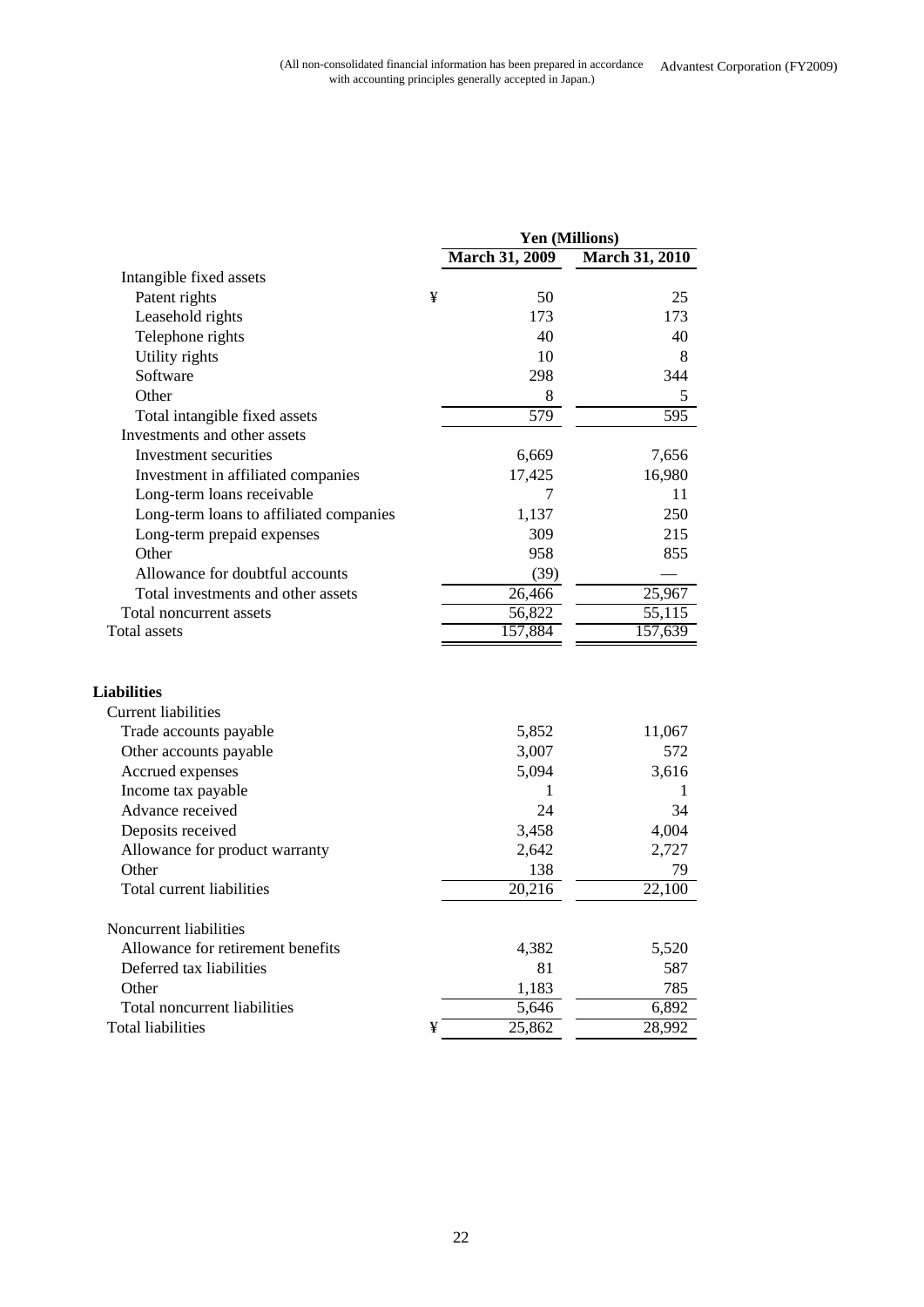(All non-consolidated financial information has been prepared in accordance with accounting principles generally accepted in Japan.)

| | Yen (Millions) | |
|---|---|---|
| | March 31, 2009 | March 31, 2010 |
| Intangible fixed assets | | |
| Patent rights | ¥ 50 | 25 |
| Leasehold rights | 173 | 173 |
| Telephone rights | 40 | 40 |
| Utility rights | 10 | 8 |
| Software | 298 | 344 |
| Other | 8 | 5 |
| Total intangible fixed assets | 579 | 595 |
| Investments and other assets | | |
| Investment securities | 6,669 | 7,656 |
| Investment in affiliated companies | 17,425 | 16,980 |
| Long-term loans receivable | 7 | 11 |
| Long-term loans to affiliated companies | 1,137 | 250 |
| Long-term prepaid expenses | 309 | 215 |
| Other | 958 | 855 |
| Allowance for doubtful accounts | (39) | — |
| Total investments and other assets | 26,466 | 25,967 |
| Total noncurrent assets | 56,822 | 55,115 |
| Total assets | 157,884 | 157,639 |
| | | |
| **Liabilities** | | |
| Current liabilities | | |
| Trade accounts payable | 5,852 | 11,067 |
| Other accounts payable | 3,007 | 572 |
| Accrued expenses | 5,094 | 3,616 |
| Income tax payable | 1 | 1 |
| Advance received | 24 | 34 |
| Deposits received | 3,458 | 4,004 |
| Allowance for product warranty | 2,642 | 2,727 |
| Other | 138 | 79 |
| Total current liabilities | 20,216 | 22,100 |
| | | |
| Noncurrent liabilities | | |
| Allowance for retirement benefits | 4,382 | 5,520 |
| Deferred tax liabilities | 81 | 587 |
| Other | 1,183 | 785 |
| Total noncurrent liabilities | 5,646 | 6,892 |
| Total liabilities | ¥ 25,862 | 28,992 |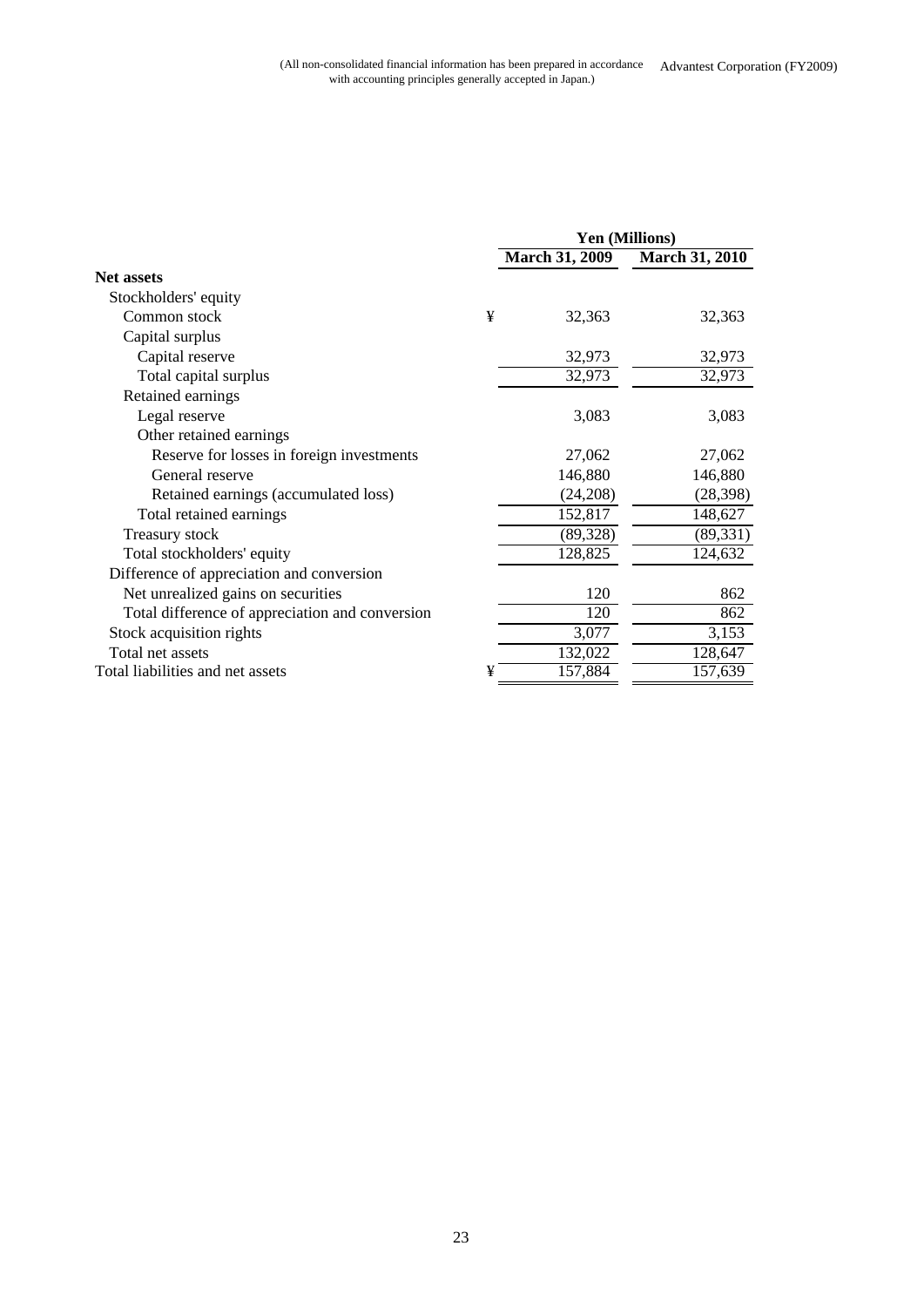(All non-consolidated financial information has been prepared in accordance with accounting principles generally accepted in Japan.)

| | | Yen (Millions) | |
|---|---|---|---|
| | | March 31, 2009 | March 31, 2010 |
| **Net assets** | | | |
| Stockholders' equity | | | |
| Common stock | ¥ | 32,363 | 32,363 |
| Capital surplus | | | |
| Capital reserve | | 32,973 | 32,973 |
| Total capital surplus | | 32,973 | 32,973 |
| Retained earnings | | | |
| Legal reserve | | 3,083 | 3,083 |
| Other retained earnings | | | |
| Reserve for losses in foreign investments | | 27,062 | 27,062 |
| General reserve | | 146,880 | 146,880 |
| Retained earnings (accumulated loss) | | (24,208) | (28,398) |
| Total retained earnings | | 152,817 | 148,627 |
| Treasury stock | | (89,328) | (89,331) |
| Total stockholders' equity | | 128,825 | 124,632 |
| Difference of appreciation and conversion | | | |
| Net unrealized gains on securities | | 120 | 862 |
| Total difference of appreciation and conversion | | 120 | 862 |
| Stock acquisition rights | | 3,077 | 3,153 |
| Total net assets | | 132,022 | 128,647 |
| Total liabilities and net assets | ¥ | 157,884 | 157,639 |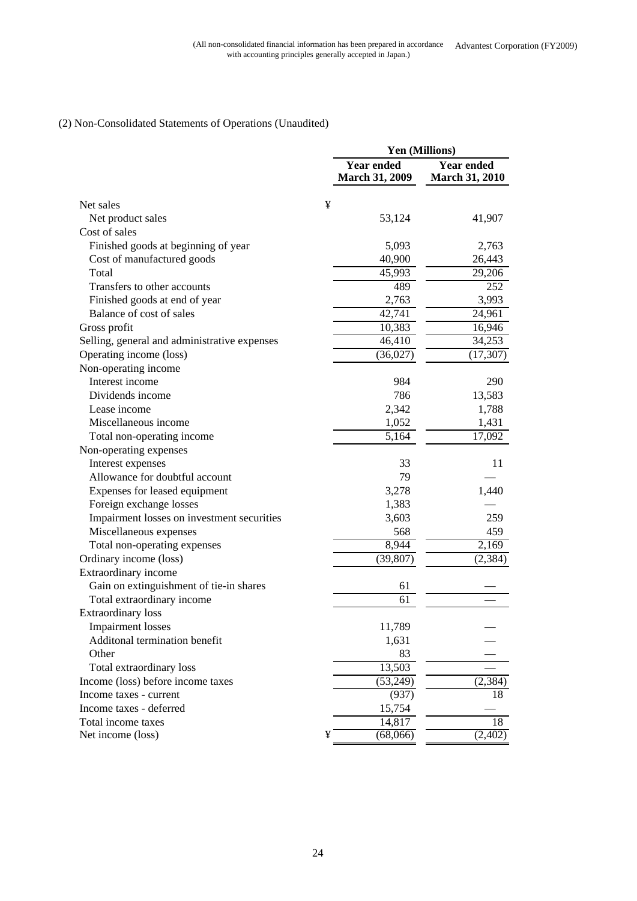(All non-consolidated financial information has been prepared in accordance with accounting principles generally accepted in Japan.)

Advantest Corporation (FY2009)

(2) Non-Consolidated Statements of Operations (Unaudited)

| | | Yen (Millions) | |
|---|---|---|---|
| | | Year ended March 31, 2009 | Year ended March 31, 2010 |
| Net sales | ¥ | | |
| Net product sales | | 53,124 | 41,907 |
| Cost of sales | | | |
| Finished goods at beginning of year | | 5,093 | 2,763 |
| Cost of manufactured goods | | 40,900 | 26,443 |
| Total | | 45,993 | 29,206 |
| Transfers to other accounts | | 489 | 252 |
| Finished goods at end of year | | 2,763 | 3,993 |
| Balance of cost of sales | | 42,741 | 24,961 |
| Gross profit | | 10,383 | 16,946 |
| Selling, general and administrative expenses | | 46,410 | 34,253 |
| Operating income (loss) | | (36,027) | (17,307) |
| Non-operating income | | | |
| Interest income | | 984 | 290 |
| Dividends income | | 786 | 13,583 |
| Lease income | | 2,342 | 1,788 |
| Miscellaneous income | | 1,052 | 1,431 |
| Total non-operating income | | 5,164 | 17,092 |
| Non-operating expenses | | | |
| Interest expenses | | 33 | 11 |
| Allowance for doubtful account | | 79 | — |
| Expenses for leased equipment | | 3,278 | 1,440 |
| Foreign exchange losses | | 1,383 | — |
| Impairment losses on investment securities | | 3,603 | 259 |
| Miscellaneous expenses | | 568 | 459 |
| Total non-operating expenses | | 8,944 | 2,169 |
| Ordinary income (loss) | | (39,807) | (2,384) |
| Extraordinary income | | | |
| Gain on extinguishment of tie-in shares | | 61 | — |
| Total extraordinary income | | 61 | — |
| Extraordinary loss | | | |
| Impairment losses | | 11,789 | — |
| Additonal termination benefit | | 1,631 | — |
| Other | | 83 | — |
| Total extraordinary loss | | 13,503 | — |
| Income (loss) before income taxes | | (53,249) | (2,384) |
| Income taxes - current | | (937) | 18 |
| Income taxes - deferred | | 15,754 | — |
| Total income taxes | | 14,817 | 18 |
| Net income (loss) | ¥ | (68,066) | (2,402) |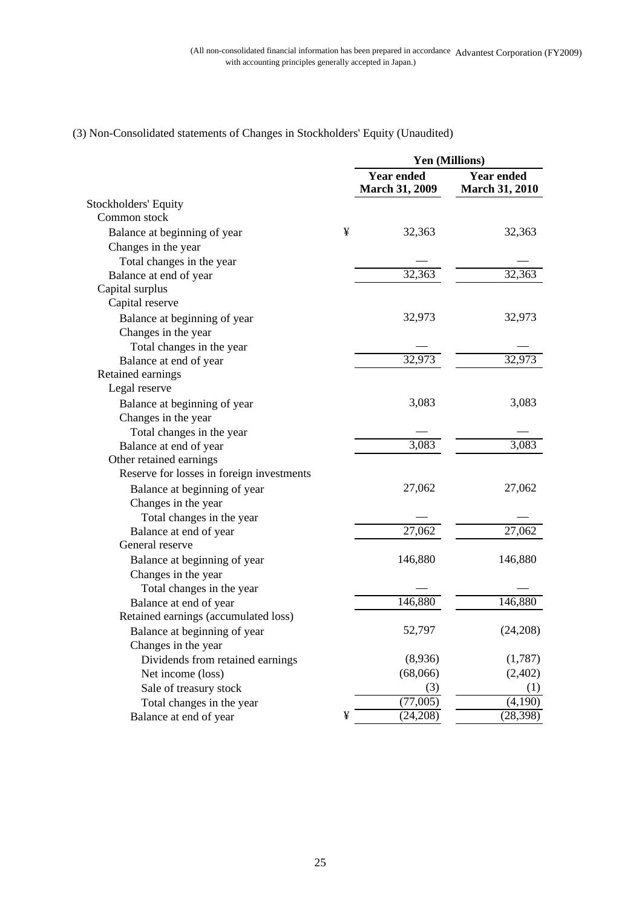(All non-consolidated financial information has been prepared in accordance with accounting principles generally accepted in Japan.)

## (3) Non-Consolidated statements of Changes in Stockholders' Equity (Unaudited)

| | | Yen (Millions) | |
|---|---|---|---|
| | | **Year ended March 31, 2009** | **Year ended March 31, 2010** |
| Stockholders' Equity | | | |
| Common stock | | | |
| Balance at beginning of year | ¥ | 32,363 | 32,363 |
| Changes in the year | | | |
| Total changes in the year | | — | — |
| Balance at end of year | | 32,363 | 32,363 |
| Capital surplus | | | |
| Capital reserve | | | |
| Balance at beginning of year | | 32,973 | 32,973 |
| Changes in the year | | | |
| Total changes in the year | | — | — |
| Balance at end of year | | 32,973 | 32,973 |
| Retained earnings | | | |
| Legal reserve | | | |
| Balance at beginning of year | | 3,083 | 3,083 |
| Changes in the year | | | |
| Total changes in the year | | — | — |
| Balance at end of year | | 3,083 | 3,083 |
| Other retained earnings | | | |
| Reserve for losses in foreign investments | | | |
| Balance at beginning of year | | 27,062 | 27,062 |
| Changes in the year | | | |
| Total changes in the year | | — | — |
| Balance at end of year | | 27,062 | 27,062 |
| General reserve | | | |
| Balance at beginning of year | | 146,880 | 146,880 |
| Changes in the year | | | |
| Total changes in the year | | — | — |
| Balance at end of year | | 146,880 | 146,880 |
| Retained earnings (accumulated loss) | | | |
| Balance at beginning of year | | 52,797 | (24,208) |
| Changes in the year | | | |
| Dividends from retained earnings | | (8,936) | (1,787) |
| Net income (loss) | | (68,066) | (2,402) |
| Sale of treasury stock | | (3) | (1) |
| Total changes in the year | | (77,005) | (4,190) |
| Balance at end of year | ¥ | (24,208) | (28,398) |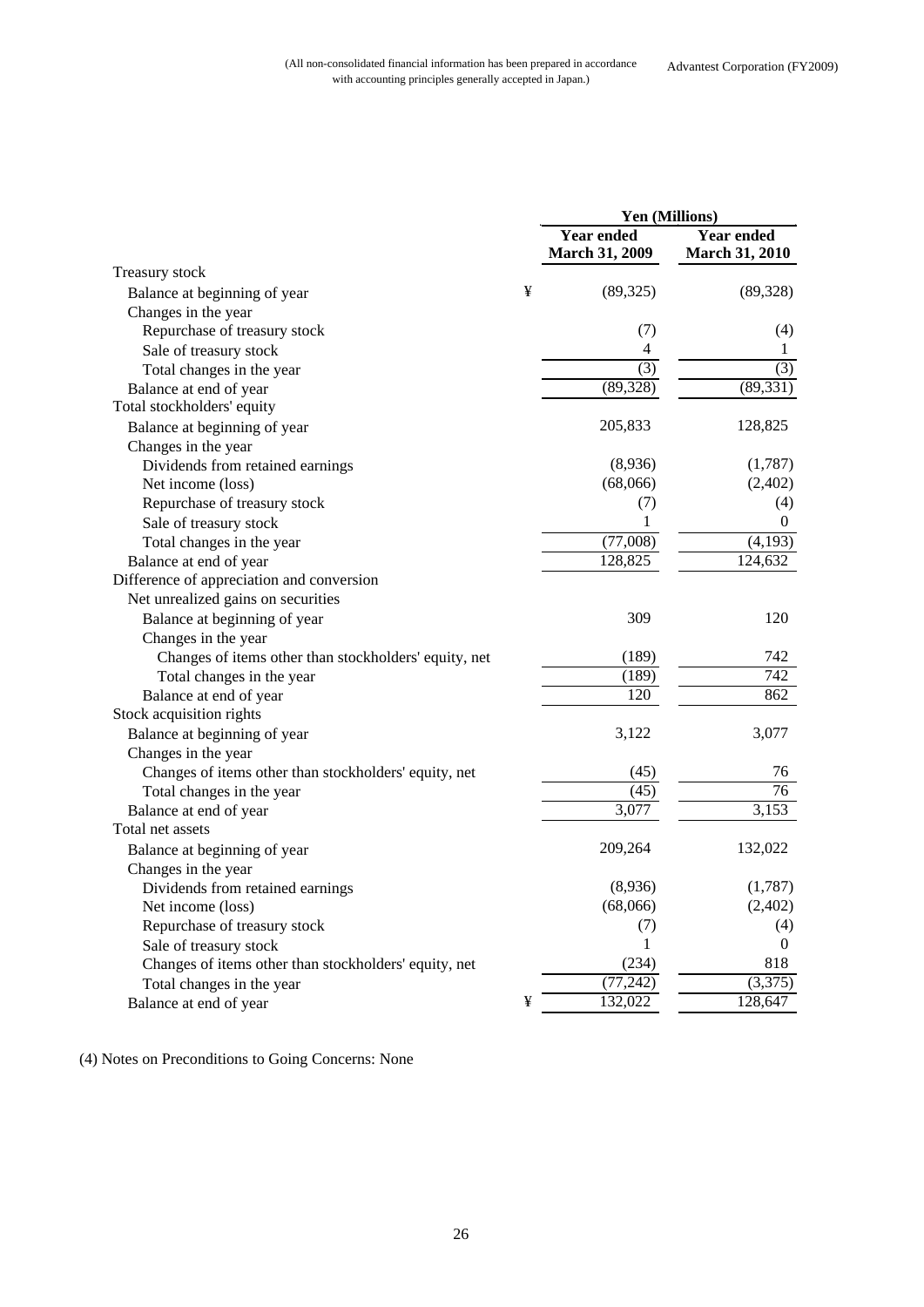(All non-consolidated financial information has been prepared in accordance with accounting principles generally accepted in Japan.)

| | | Yen (Millions) | |
|---|---|---|---|
| | | Year ended March 31, 2009 | Year ended March 31, 2010 |
| Treasury stock | | | |
| Balance at beginning of year | ¥ | (89,325) | (89,328) |
| Changes in the year | | | |
| Repurchase of treasury stock | | (7) | (4) |
| Sale of treasury stock | | 4 | 1 |
| Total changes in the year | | (3) | (3) |
| Balance at end of year | | (89,328) | (89,331) |
| Total stockholders' equity | | | |
| Balance at beginning of year | | 205,833 | 128,825 |
| Changes in the year | | | |
| Dividends from retained earnings | | (8,936) | (1,787) |
| Net income (loss) | | (68,066) | (2,402) |
| Repurchase of treasury stock | | (7) | (4) |
| Sale of treasury stock | | 1 | 0 |
| Total changes in the year | | (77,008) | (4,193) |
| Balance at end of year | | 128,825 | 124,632 |
| Difference of appreciation and conversion | | | |
| Net unrealized gains on securities | | | |
| Balance at beginning of year | | 309 | 120 |
| Changes in the year | | | |
| Changes of items other than stockholders' equity, net | | (189) | 742 |
| Total changes in the year | | (189) | 742 |
| Balance at end of year | | 120 | 862 |
| Stock acquisition rights | | | |
| Balance at beginning of year | | 3,122 | 3,077 |
| Changes in the year | | | |
| Changes of items other than stockholders' equity, net | | (45) | 76 |
| Total changes in the year | | (45) | 76 |
| Balance at end of year | | 3,077 | 3,153 |
| Total net assets | | | |
| Balance at beginning of year | | 209,264 | 132,022 |
| Changes in the year | | | |
| Dividends from retained earnings | | (8,936) | (1,787) |
| Net income (loss) | | (68,066) | (2,402) |
| Repurchase of treasury stock | | (7) | (4) |
| Sale of treasury stock | | 1 | 0 |
| Changes of items other than stockholders' equity, net | | (234) | 818 |
| Total changes in the year | | (77,242) | (3,375) |
| Balance at end of year | ¥ | 132,022 | 128,647 |

(4) Notes on Preconditions to Going Concerns: None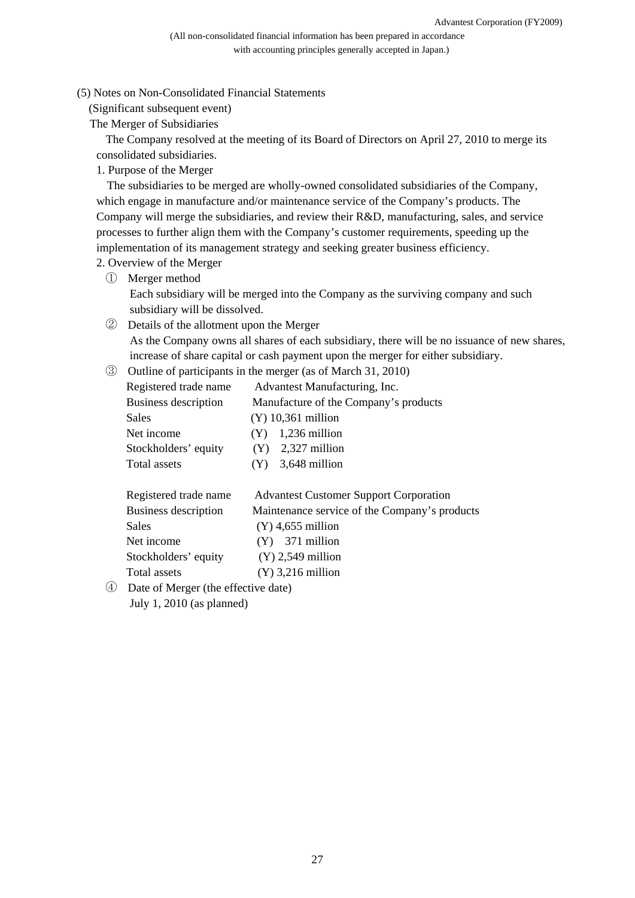(All non-consolidated financial information has been prepared in accordance with accounting principles generally accepted in Japan.)

(5) Notes on Non-Consolidated Financial Statements

(Significant subsequent event)

The Merger of Subsidiaries

The Company resolved at the meeting of its Board of Directors on April 27, 2010 to merge its consolidated subsidiaries.

1. Purpose of the Merger

The subsidiaries to be merged are wholly-owned consolidated subsidiaries of the Company, which engage in manufacture and/or maintenance service of the Company's products. The Company will merge the subsidiaries, and review their R&D, manufacturing, sales, and service processes to further align them with the Company's customer requirements, speeding up the implementation of its management strategy and seeking greater business efficiency.

2. Overview of the Merger

① Merger method

Each subsidiary will be merged into the Company as the surviving company and such subsidiary will be dissolved.

② Details of the allotment upon the Merger

As the Company owns all shares of each subsidiary, there will be no issuance of new shares, increase of share capital or cash payment upon the merger for either subsidiary.

③ Outline of participants in the merger (as of March 31, 2010)

| | |
|---|---|
| Registered trade name | Advantest Manufacturing, Inc. |
| Business description | Manufacture of the Company's products |
| Sales | (Y) 10,361 million |
| Net income | (Y) 1,236 million |
| Stockholders' equity | (Y) 2,327 million |
| Total assets | (Y) 3,648 million |

| | |
|---|---|
| Registered trade name | Advantest Customer Support Corporation |
| Business description | Maintenance service of the Company's products |
| Sales | (Y) 4,655 million |
| Net income | (Y) 371 million |
| Stockholders' equity | (Y) 2,549 million |
| Total assets | (Y) 3,216 million |

④ Date of Merger (the effective date)

July 1, 2010 (as planned)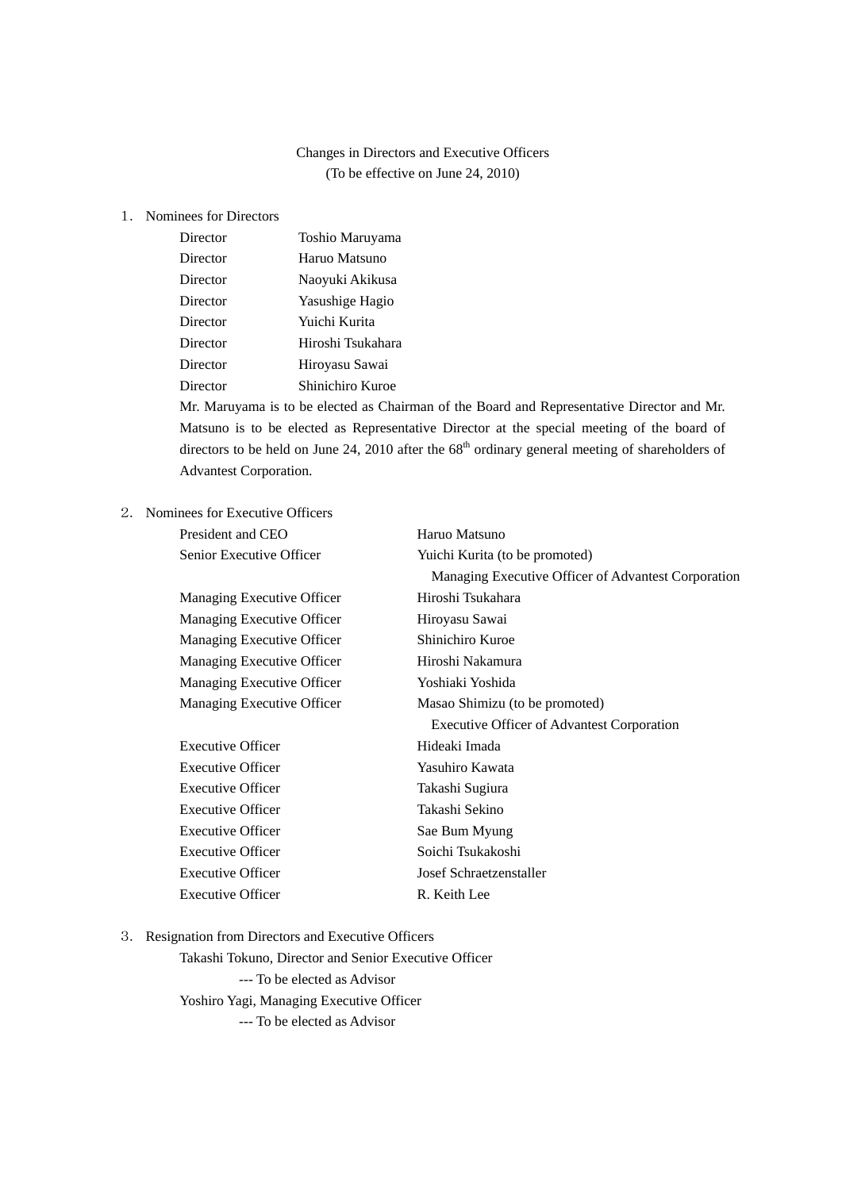Changes in Directors and Executive Officers
(To be effective on June 24, 2010)

1． Nominees for Directors

| | |
|---|---|
| Director | Toshio Maruyama |
| Director | Haruo Matsuno |
| Director | Naoyuki Akikusa |
| Director | Yasushige Hagio |
| Director | Yuichi Kurita |
| Director | Hiroshi Tsukahara |
| Director | Hiroyasu Sawai |
| Director | Shinichiro Kuroe |

Mr. Maruyama is to be elected as Chairman of the Board and Representative Director and Mr. Matsuno is to be elected as Representative Director at the special meeting of the board of directors to be held on June 24, 2010 after the 68th ordinary general meeting of shareholders of Advantest Corporation.

2． Nominees for Executive Officers

| | |
|---|---|
| President and CEO | Haruo Matsuno |
| Senior Executive Officer | Yuichi Kurita (to be promoted)<br>Managing Executive Officer of Advantest Corporation |
| Managing Executive Officer | Hiroshi Tsukahara |
| Managing Executive Officer | Hiroyasu Sawai |
| Managing Executive Officer | Shinichiro Kuroe |
| Managing Executive Officer | Hiroshi Nakamura |
| Managing Executive Officer | Yoshiaki Yoshida |
| Managing Executive Officer | Masao Shimizu (to be promoted)<br>Executive Officer of Advantest Corporation |
| Executive Officer | Hideaki Imada |
| Executive Officer | Yasuhiro Kawata |
| Executive Officer | Takashi Sugiura |
| Executive Officer | Takashi Sekino |
| Executive Officer | Sae Bum Myung |
| Executive Officer | Soichi Tsukakoshi |
| Executive Officer | Josef Schraetzenstaller |
| Executive Officer | R. Keith Lee |

3． Resignation from Directors and Executive Officers

Takashi Tokuno, Director and Senior Executive Officer
--- To be elected as Advisor

Yoshiro Yagi, Managing Executive Officer
--- To be elected as Advisor